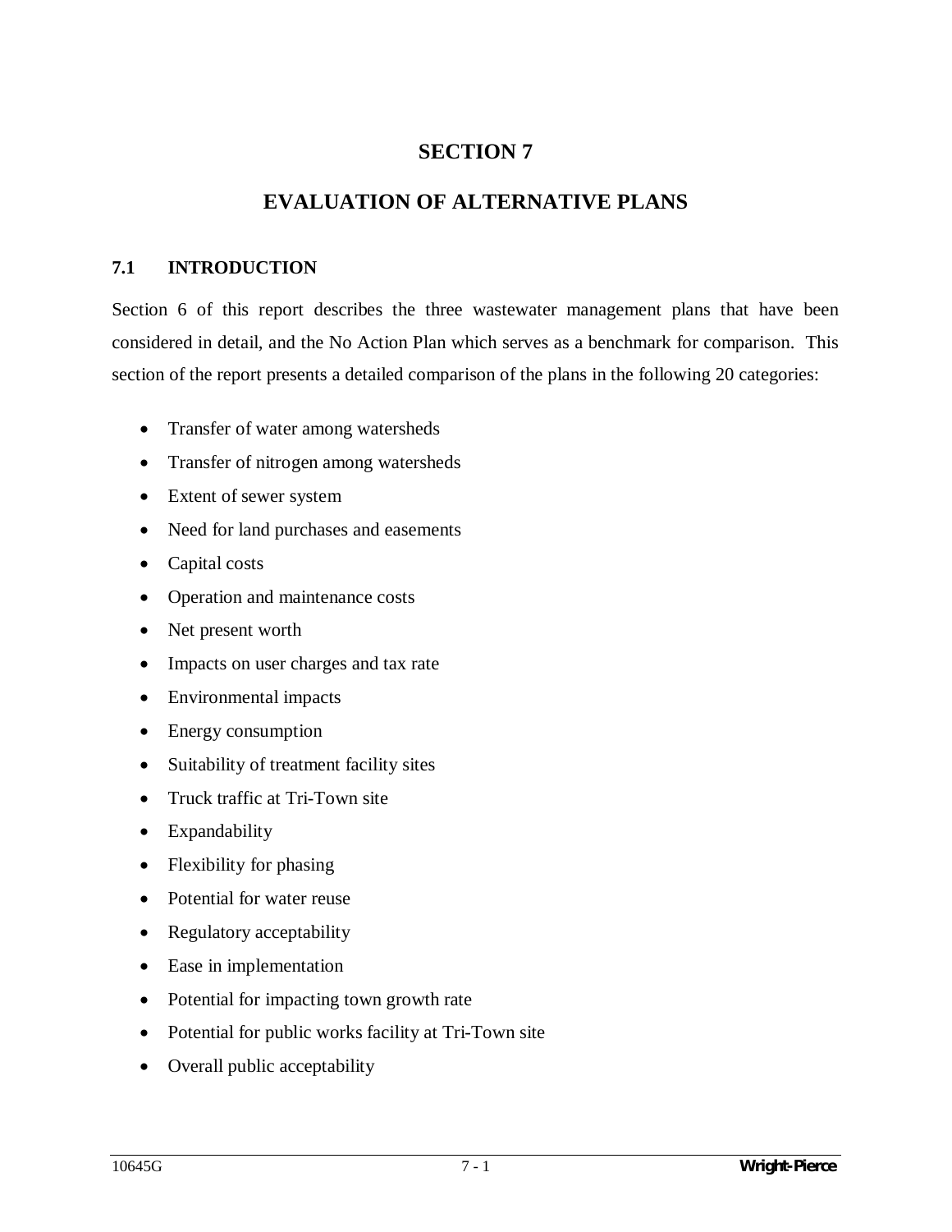# SECTION 7

# EVALUATION OF ALTERNATIVE PLANS

## 7.1 INTRODUCTION

Section 6 of this report describes the three wastewater management plans that have been considered in detail, and the No Action Plan which serves as a benchmark for comparison. This section of the report presents a detailed comparison of the plans in the following 20 categories:

- Transfer of water among watersheds
- Transfer of nitrogen among watersheds
- Extent of sewer system
- Need for land purchases and easements
- Capital costs
- Operation and maintenance costs
- Net present worth
- Impacts on user charges and tax rate
- Environmental impacts
- Energy consumption
- Suitability of treatment facility sites
- Truck traffic at Tri-Town site
- Expandability
- Flexibility for phasing
- Potential for water reuse
- Regulatory acceptability
- Ease in implementation
- Potential for impacting town growth rate
- Potential for public works facility at Tri-Town site
- Overall public acceptability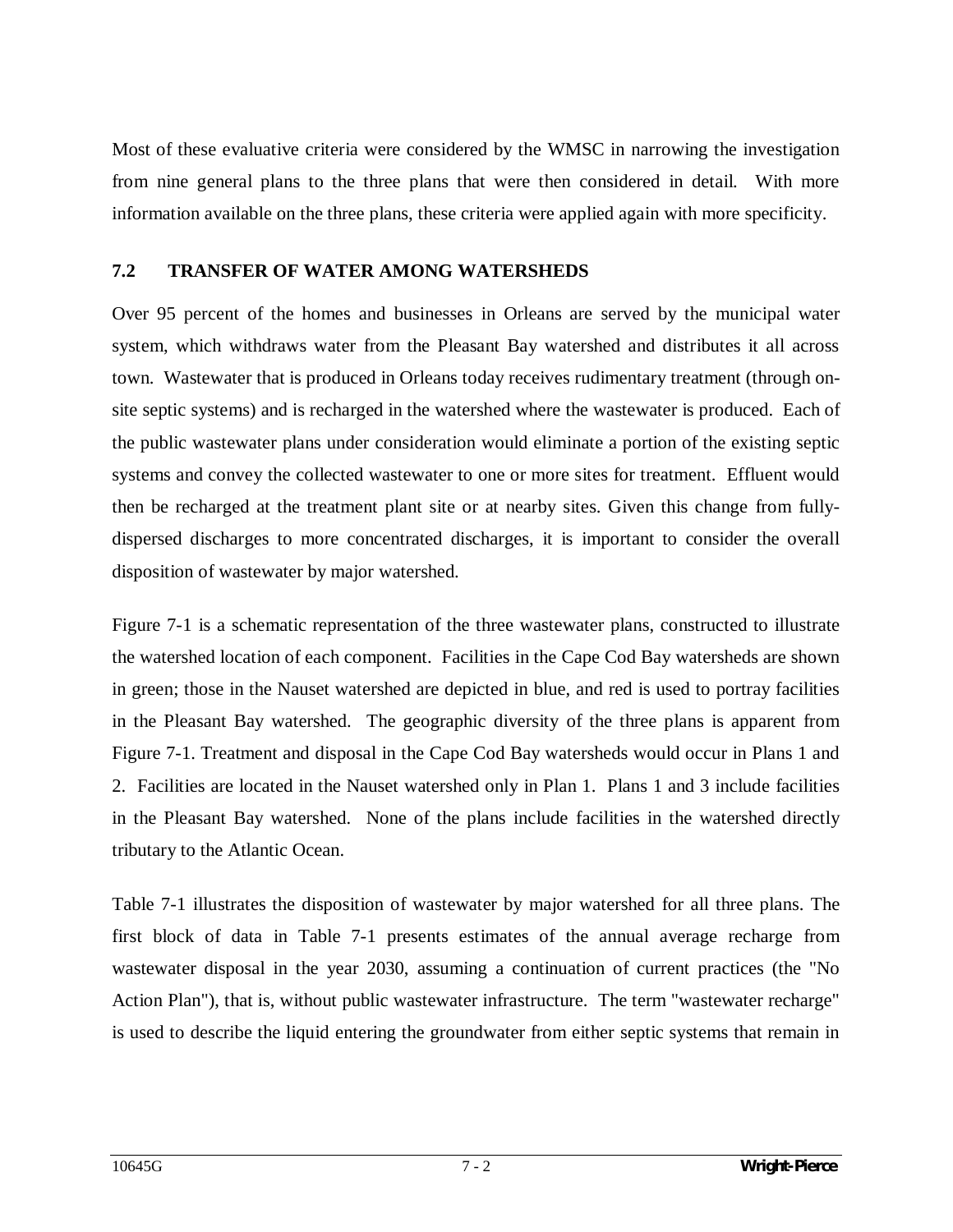Most of these evaluative criteria were considered by the WMSC in narrowing the investigation from nine general plans to the three plans that were then considered in detail. With more information available on the three plans, these criteria were applied again with more specificity.

## 7.2 TRANSFER OF WATER AMONG WATERSHEDS

Over 95 percent of the homes and businesses in Orleans are served by the municipal water system, which withdraws water from the Pleasant Bay watershed and distributes it all across town. Wastewater that is produced in Orleans today receives rudimentary treatment (through on-site septic systems) and is recharged in the watershed where the wastewater is produced. Each of the public wastewater plans under consideration would eliminate a portion of the existing septic systems and convey the collected wastewater to one or more sites for treatment. Effluent would then be recharged at the treatment plant site or at nearby sites. Given this change from fully-dispersed discharges to more concentrated discharges, it is important to consider the overall disposition of wastewater by major watershed.

Figure 7-1 is a schematic representation of the three wastewater plans, constructed to illustrate the watershed location of each component. Facilities in the Cape Cod Bay watersheds are shown in green; those in the Nauset watershed are depicted in blue, and red is used to portray facilities in the Pleasant Bay watershed. The geographic diversity of the three plans is apparent from Figure 7-1. Treatment and disposal in the Cape Cod Bay watersheds would occur in Plans 1 and 2. Facilities are located in the Nauset watershed only in Plan 1. Plans 1 and 3 include facilities in the Pleasant Bay watershed. None of the plans include facilities in the watershed directly tributary to the Atlantic Ocean.

Table 7-1 illustrates the disposition of wastewater by major watershed for all three plans. The first block of data in Table 7-1 presents estimates of the annual average recharge from wastewater disposal in the year 2030, assuming a continuation of current practices (the "No Action Plan"), that is, without public wastewater infrastructure. The term "wastewater recharge" is used to describe the liquid entering the groundwater from either septic systems that remain in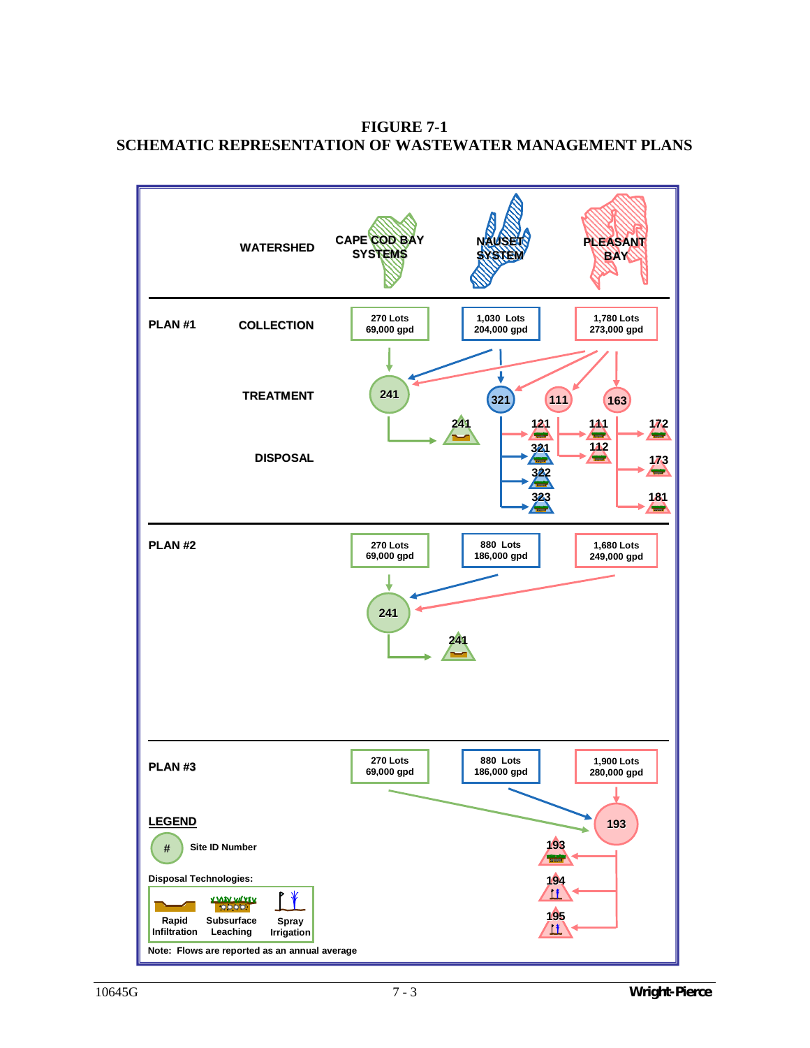# FIGURE 7-1
# SCHEMATIC REPRESENTATION OF WASTEWATER MANAGEMENT PLANS

| WATERSHED | CAPE COD BAY SYSTEMS | NAUSET SYSTEM | PLEASANT BAY |
|---|---|---|---|
| **PLAN #1** COLLECTION | 270 Lots 69,000 gpd | 1,030 Lots 204,000 gpd | 1,780 Lots 273,000 gpd |
| **PLAN #2** | 270 Lots 69,000 gpd | 880 Lots 186,000 gpd | 1,680 Lots 249,000 gpd |
| **PLAN #3** | 270 Lots 69,000 gpd | 880 Lots 186,000 gpd | 1,900 Lots 280,000 gpd |

**PLAN #1**

- TREATMENT: 241, 321, 111, 163
- DISPOSAL: 241; 121, 321, 322, 323; 111, 112; 172, 173, 181

**PLAN #2**

- TREATMENT: 241
- DISPOSAL: 241

**PLAN #3**

- TREATMENT: 193
- DISPOSAL: 193, 194, 195

**LEGEND**

- # Site ID Number

Disposal Technologies:

- Rapid Infiltration
- Subsurface Leaching
- Spray Irrigation

Note: Flows are reported as an annual average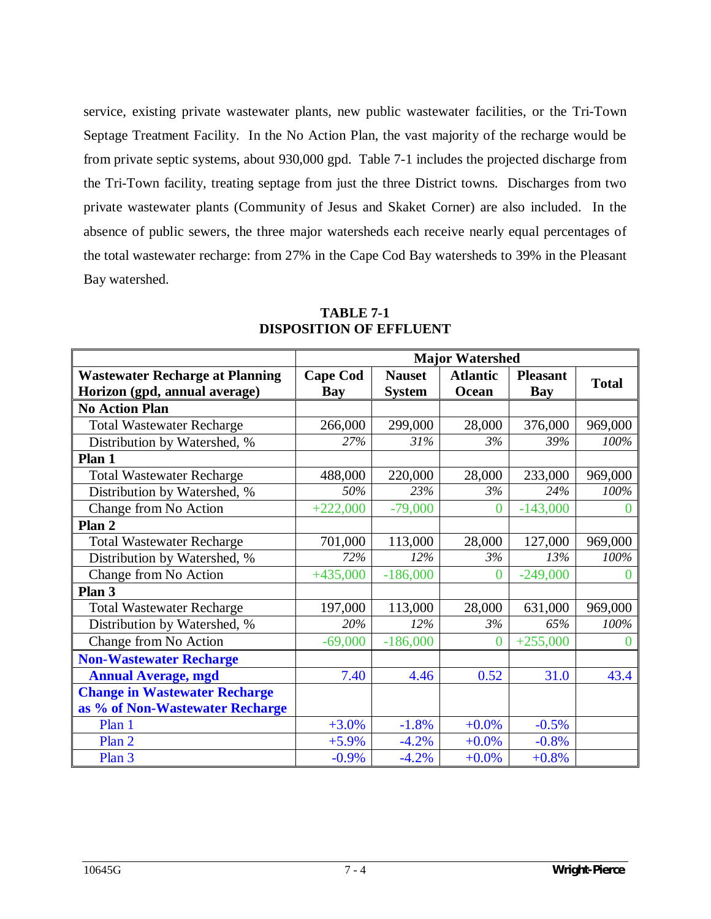service, existing private wastewater plants, new public wastewater facilities, or the Tri-Town Septage Treatment Facility. In the No Action Plan, the vast majority of the recharge would be from private septic systems, about 930,000 gpd. Table 7-1 includes the projected discharge from the Tri-Town facility, treating septage from just the three District towns. Discharges from two private wastewater plants (Community of Jesus and Skaket Corner) are also included. In the absence of public sewers, the three major watersheds each receive nearly equal percentages of the total wastewater recharge: from 27% in the Cape Cod Bay watersheds to 39% in the Pleasant Bay watershed.

**TABLE 7-1**
**DISPOSITION OF EFFLUENT**

| | Major Watershed | | | | |
|---|---|---|---|---|---|
| **Wastewater Recharge at Planning Horizon (gpd, annual average)** | **Cape Cod Bay** | **Nauset System** | **Atlantic Ocean** | **Pleasant Bay** | **Total** |
| **No Action Plan** | | | | | |
| Total Wastewater Recharge | 266,000 | 299,000 | 28,000 | 376,000 | 969,000 |
| Distribution by Watershed, % | *27%* | *31%* | *3%* | *39%* | *100%* |
| **Plan 1** | | | | | |
| Total Wastewater Recharge | 488,000 | 220,000 | 28,000 | 233,000 | 969,000 |
| Distribution by Watershed, % | *50%* | *23%* | *3%* | *24%* | *100%* |
| Change from No Action | +222,000 | -79,000 | 0 | -143,000 | 0 |
| **Plan 2** | | | | | |
| Total Wastewater Recharge | 701,000 | 113,000 | 28,000 | 127,000 | 969,000 |
| Distribution by Watershed, % | *72%* | *12%* | *3%* | *13%* | *100%* |
| Change from No Action | +435,000 | -186,000 | 0 | -249,000 | 0 |
| **Plan 3** | | | | | |
| Total Wastewater Recharge | 197,000 | 113,000 | 28,000 | 631,000 | 969,000 |
| Distribution by Watershed, % | *20%* | *12%* | *3%* | *65%* | *100%* |
| Change from No Action | -69,000 | -186,000 | 0 | +255,000 | 0 |
| **Non-Wastewater Recharge** | | | | | |
| **Annual Average, mgd** | 7.40 | 4.46 | 0.52 | 31.0 | 43.4 |
| **Change in Wastewater Recharge as % of Non-Wastewater Recharge** | | | | | |
| Plan 1 | +3.0% | -1.8% | +0.0% | -0.5% | |
| Plan 2 | +5.9% | -4.2% | +0.0% | -0.8% | |
| Plan 3 | -0.9% | -4.2% | +0.0% | +0.8% | |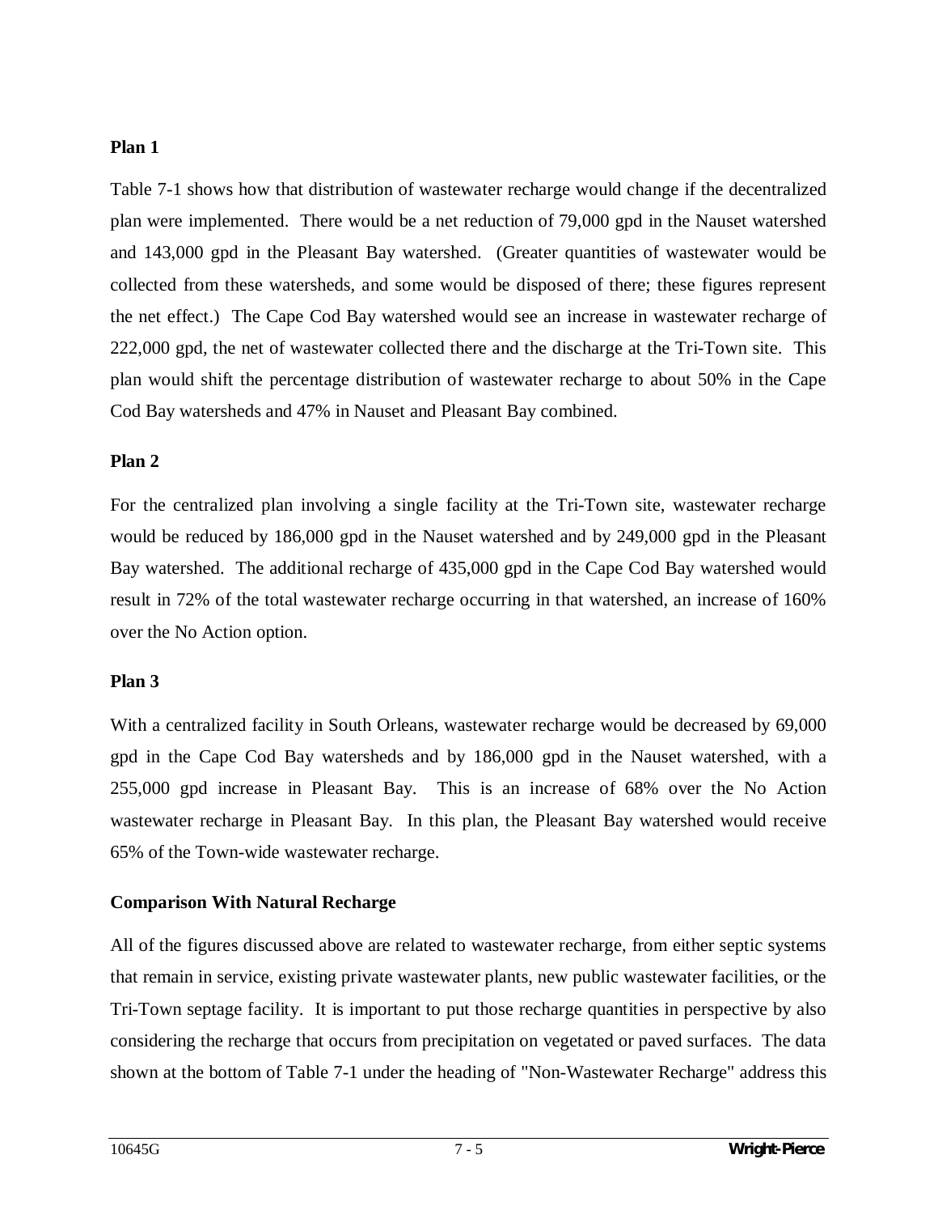**Plan 1**

Table 7-1 shows how that distribution of wastewater recharge would change if the decentralized plan were implemented. There would be a net reduction of 79,000 gpd in the Nauset watershed and 143,000 gpd in the Pleasant Bay watershed. (Greater quantities of wastewater would be collected from these watersheds, and some would be disposed of there; these figures represent the net effect.) The Cape Cod Bay watershed would see an increase in wastewater recharge of 222,000 gpd, the net of wastewater collected there and the discharge at the Tri-Town site. This plan would shift the percentage distribution of wastewater recharge to about 50% in the Cape Cod Bay watersheds and 47% in Nauset and Pleasant Bay combined.

**Plan 2**

For the centralized plan involving a single facility at the Tri-Town site, wastewater recharge would be reduced by 186,000 gpd in the Nauset watershed and by 249,000 gpd in the Pleasant Bay watershed. The additional recharge of 435,000 gpd in the Cape Cod Bay watershed would result in 72% of the total wastewater recharge occurring in that watershed, an increase of 160% over the No Action option.

**Plan 3**

With a centralized facility in South Orleans, wastewater recharge would be decreased by 69,000 gpd in the Cape Cod Bay watersheds and by 186,000 gpd in the Nauset watershed, with a 255,000 gpd increase in Pleasant Bay. This is an increase of 68% over the No Action wastewater recharge in Pleasant Bay. In this plan, the Pleasant Bay watershed would receive 65% of the Town-wide wastewater recharge.

**Comparison With Natural Recharge**

All of the figures discussed above are related to wastewater recharge, from either septic systems that remain in service, existing private wastewater plants, new public wastewater facilities, or the Tri-Town septage facility. It is important to put those recharge quantities in perspective by also considering the recharge that occurs from precipitation on vegetated or paved surfaces. The data shown at the bottom of Table 7-1 under the heading of "Non-Wastewater Recharge" address this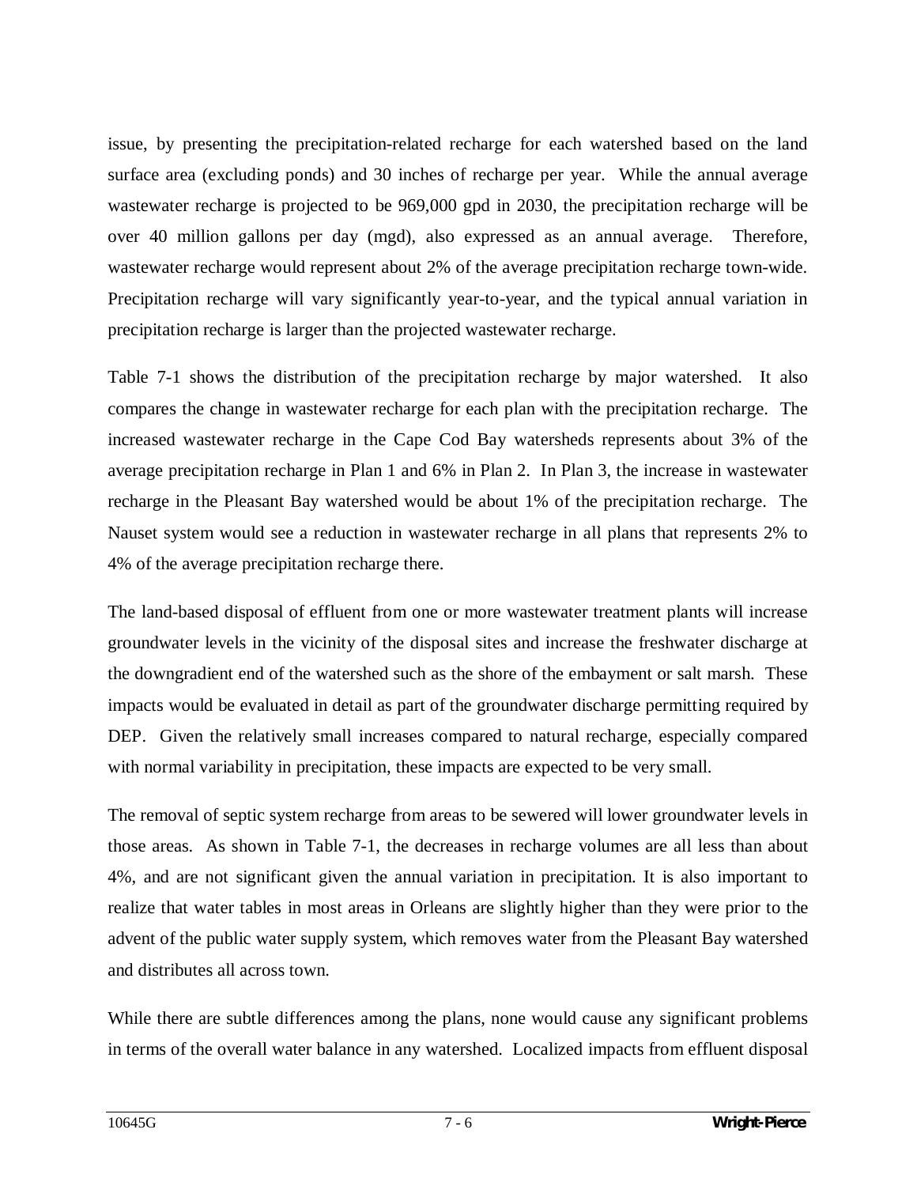issue, by presenting the precipitation-related recharge for each watershed based on the land surface area (excluding ponds) and 30 inches of recharge per year. While the annual average wastewater recharge is projected to be 969,000 gpd in 2030, the precipitation recharge will be over 40 million gallons per day (mgd), also expressed as an annual average. Therefore, wastewater recharge would represent about 2% of the average precipitation recharge town-wide. Precipitation recharge will vary significantly year-to-year, and the typical annual variation in precipitation recharge is larger than the projected wastewater recharge.

Table 7-1 shows the distribution of the precipitation recharge by major watershed. It also compares the change in wastewater recharge for each plan with the precipitation recharge. The increased wastewater recharge in the Cape Cod Bay watersheds represents about 3% of the average precipitation recharge in Plan 1 and 6% in Plan 2. In Plan 3, the increase in wastewater recharge in the Pleasant Bay watershed would be about 1% of the precipitation recharge. The Nauset system would see a reduction in wastewater recharge in all plans that represents 2% to 4% of the average precipitation recharge there.

The land-based disposal of effluent from one or more wastewater treatment plants will increase groundwater levels in the vicinity of the disposal sites and increase the freshwater discharge at the downgradient end of the watershed such as the shore of the embayment or salt marsh. These impacts would be evaluated in detail as part of the groundwater discharge permitting required by DEP. Given the relatively small increases compared to natural recharge, especially compared with normal variability in precipitation, these impacts are expected to be very small.

The removal of septic system recharge from areas to be sewered will lower groundwater levels in those areas. As shown in Table 7-1, the decreases in recharge volumes are all less than about 4%, and are not significant given the annual variation in precipitation. It is also important to realize that water tables in most areas in Orleans are slightly higher than they were prior to the advent of the public water supply system, which removes water from the Pleasant Bay watershed and distributes all across town.

While there are subtle differences among the plans, none would cause any significant problems in terms of the overall water balance in any watershed. Localized impacts from effluent disposal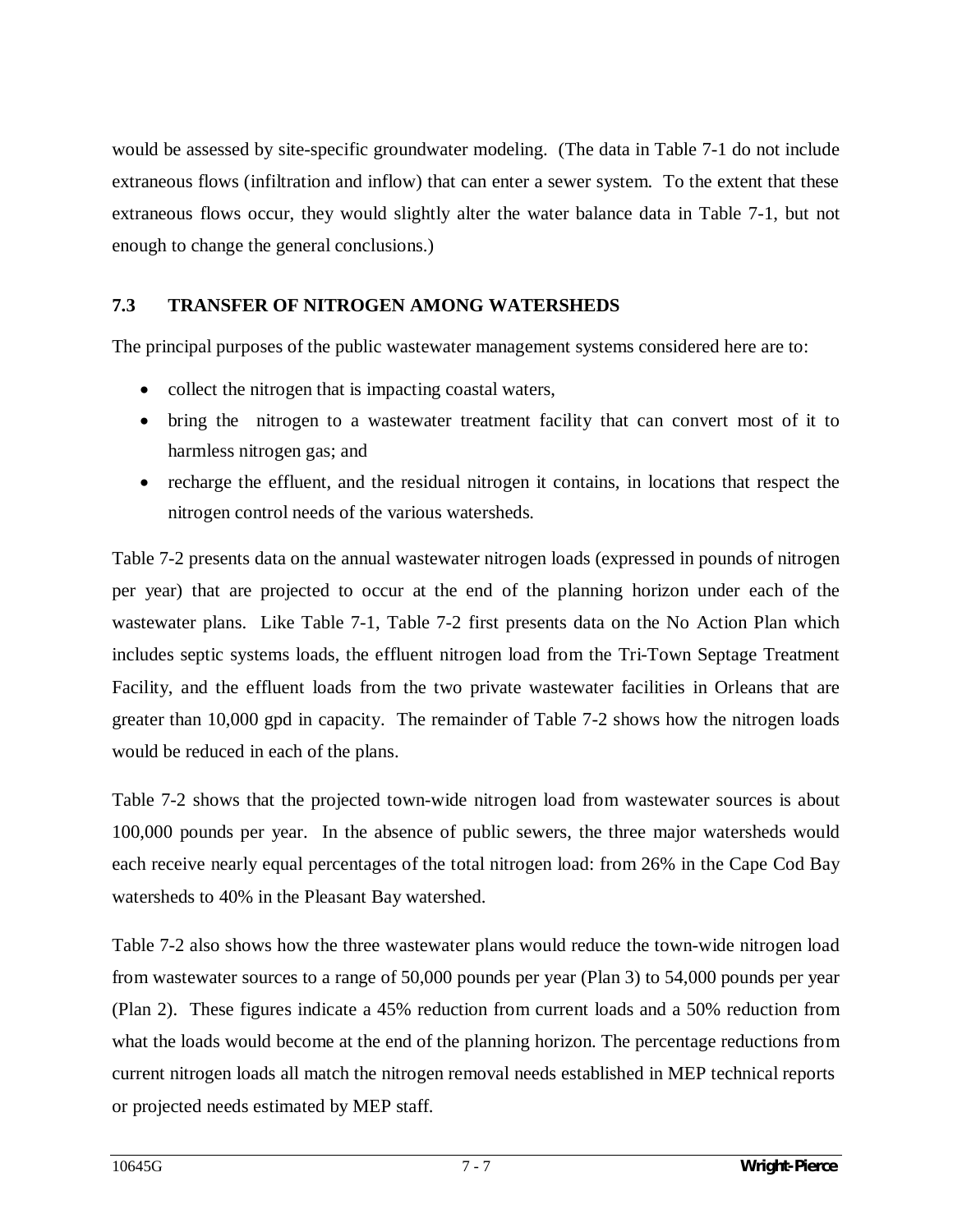would be assessed by site-specific groundwater modeling. (The data in Table 7-1 do not include extraneous flows (infiltration and inflow) that can enter a sewer system. To the extent that these extraneous flows occur, they would slightly alter the water balance data in Table 7-1, but not enough to change the general conclusions.)

## 7.3 TRANSFER OF NITROGEN AMONG WATERSHEDS

The principal purposes of the public wastewater management systems considered here are to:

- collect the nitrogen that is impacting coastal waters,
- bring the nitrogen to a wastewater treatment facility that can convert most of it to harmless nitrogen gas; and
- recharge the effluent, and the residual nitrogen it contains, in locations that respect the nitrogen control needs of the various watersheds.

Table 7-2 presents data on the annual wastewater nitrogen loads (expressed in pounds of nitrogen per year) that are projected to occur at the end of the planning horizon under each of the wastewater plans. Like Table 7-1, Table 7-2 first presents data on the No Action Plan which includes septic systems loads, the effluent nitrogen load from the Tri-Town Septage Treatment Facility, and the effluent loads from the two private wastewater facilities in Orleans that are greater than 10,000 gpd in capacity. The remainder of Table 7-2 shows how the nitrogen loads would be reduced in each of the plans.

Table 7-2 shows that the projected town-wide nitrogen load from wastewater sources is about 100,000 pounds per year. In the absence of public sewers, the three major watersheds would each receive nearly equal percentages of the total nitrogen load: from 26% in the Cape Cod Bay watersheds to 40% in the Pleasant Bay watershed.

Table 7-2 also shows how the three wastewater plans would reduce the town-wide nitrogen load from wastewater sources to a range of 50,000 pounds per year (Plan 3) to 54,000 pounds per year (Plan 2). These figures indicate a 45% reduction from current loads and a 50% reduction from what the loads would become at the end of the planning horizon. The percentage reductions from current nitrogen loads all match the nitrogen removal needs established in MEP technical reports or projected needs estimated by MEP staff.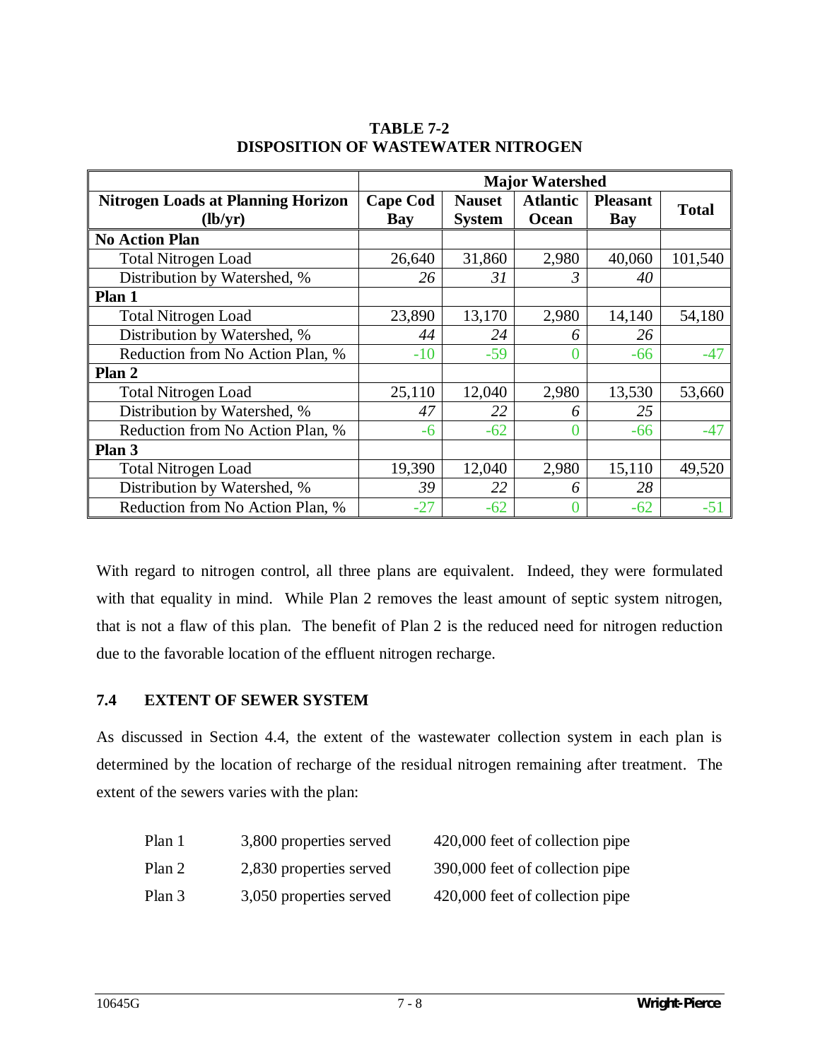**TABLE 7-2**
**DISPOSITION OF WASTEWATER NITROGEN**

| | Major Watershed | | | | |
|---|---|---|---|---|---|
| **Nitrogen Loads at Planning Horizon (lb/yr)** | **Cape Cod Bay** | **Nauset System** | **Atlantic Ocean** | **Pleasant Bay** | **Total** |
| **No Action Plan** | | | | | |
| Total Nitrogen Load | 26,640 | 31,860 | 2,980 | 40,060 | 101,540 |
| Distribution by Watershed, % | *26* | *31* | *3* | *40* | |
| **Plan 1** | | | | | |
| Total Nitrogen Load | 23,890 | 13,170 | 2,980 | 14,140 | 54,180 |
| Distribution by Watershed, % | *44* | *24* | *6* | *26* | |
| Reduction from No Action Plan, % | -10 | -59 | 0 | -66 | -47 |
| **Plan 2** | | | | | |
| Total Nitrogen Load | 25,110 | 12,040 | 2,980 | 13,530 | 53,660 |
| Distribution by Watershed, % | *47* | *22* | *6* | *25* | |
| Reduction from No Action Plan, % | -6 | -62 | 0 | -66 | -47 |
| **Plan 3** | | | | | |
| Total Nitrogen Load | 19,390 | 12,040 | 2,980 | 15,110 | 49,520 |
| Distribution by Watershed, % | *39* | *22* | *6* | *28* | |
| Reduction from No Action Plan, % | -27 | -62 | 0 | -62 | -51 |

With regard to nitrogen control, all three plans are equivalent. Indeed, they were formulated with that equality in mind. While Plan 2 removes the least amount of septic system nitrogen, that is not a flaw of this plan. The benefit of Plan 2 is the reduced need for nitrogen reduction due to the favorable location of the effluent nitrogen recharge.

## 7.4 EXTENT OF SEWER SYSTEM

As discussed in Section 4.4, the extent of the wastewater collection system in each plan is determined by the location of recharge of the residual nitrogen remaining after treatment. The extent of the sewers varies with the plan:

| | | |
|---|---|---|
| Plan 1 | 3,800 properties served | 420,000 feet of collection pipe |
| Plan 2 | 2,830 properties served | 390,000 feet of collection pipe |
| Plan 3 | 3,050 properties served | 420,000 feet of collection pipe |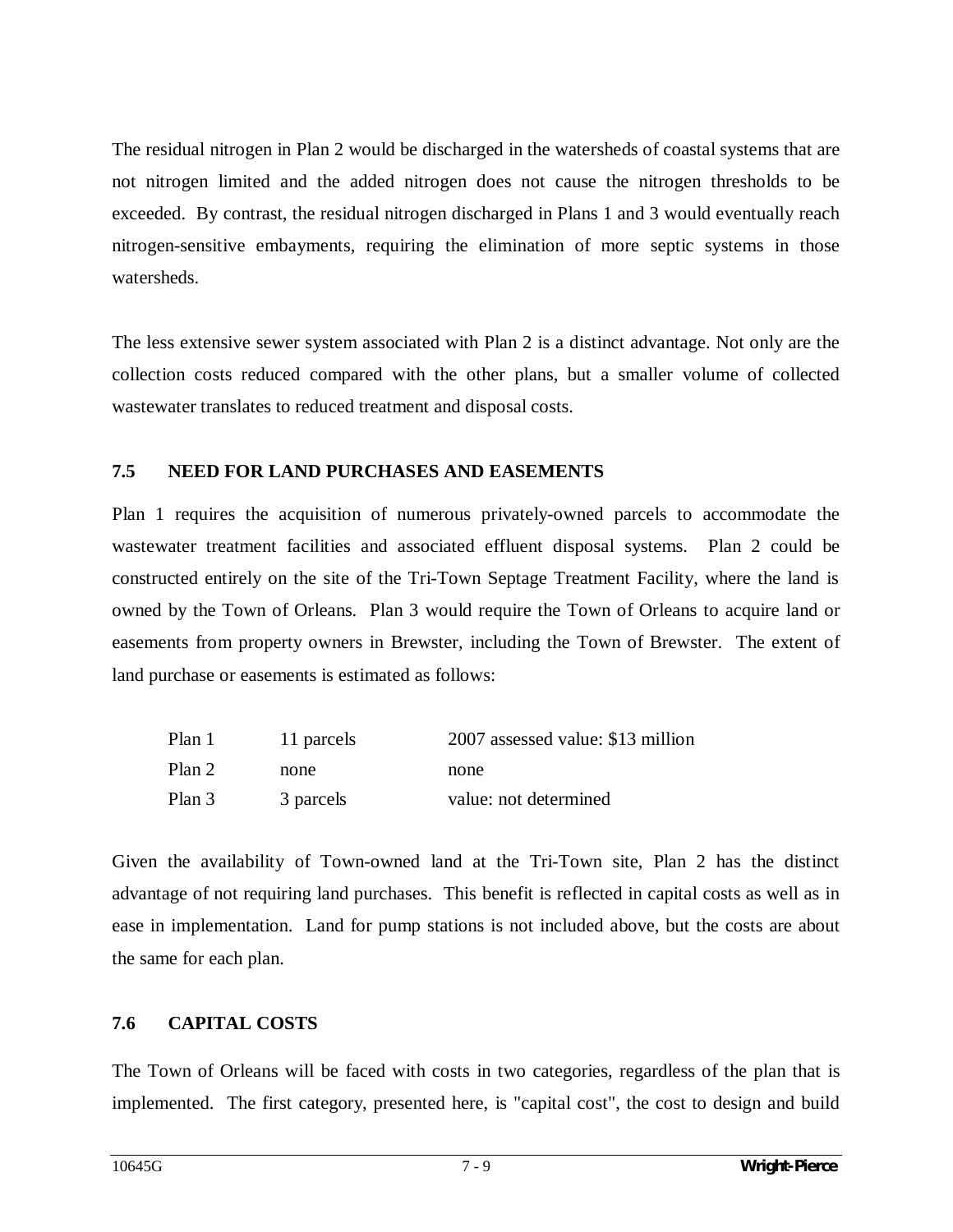The residual nitrogen in Plan 2 would be discharged in the watersheds of coastal systems that are not nitrogen limited and the added nitrogen does not cause the nitrogen thresholds to be exceeded. By contrast, the residual nitrogen discharged in Plans 1 and 3 would eventually reach nitrogen-sensitive embayments, requiring the elimination of more septic systems in those watersheds.

The less extensive sewer system associated with Plan 2 is a distinct advantage. Not only are the collection costs reduced compared with the other plans, but a smaller volume of collected wastewater translates to reduced treatment and disposal costs.

## 7.5 NEED FOR LAND PURCHASES AND EASEMENTS

Plan 1 requires the acquisition of numerous privately-owned parcels to accommodate the wastewater treatment facilities and associated effluent disposal systems. Plan 2 could be constructed entirely on the site of the Tri-Town Septage Treatment Facility, where the land is owned by the Town of Orleans. Plan 3 would require the Town of Orleans to acquire land or easements from property owners in Brewster, including the Town of Brewster. The extent of land purchase or easements is estimated as follows:

| | | |
|---|---|---|
| Plan 1 | 11 parcels | 2007 assessed value: $13 million |
| Plan 2 | none | none |
| Plan 3 | 3 parcels | value: not determined |

Given the availability of Town-owned land at the Tri-Town site, Plan 2 has the distinct advantage of not requiring land purchases. This benefit is reflected in capital costs as well as in ease in implementation. Land for pump stations is not included above, but the costs are about the same for each plan.

## 7.6 CAPITAL COSTS

The Town of Orleans will be faced with costs in two categories, regardless of the plan that is implemented. The first category, presented here, is "capital cost", the cost to design and build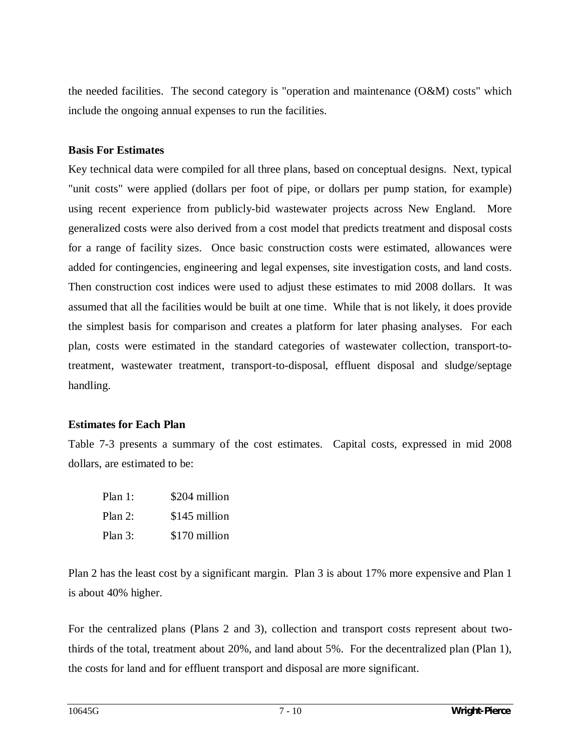the needed facilities. The second category is "operation and maintenance (O&M) costs" which include the ongoing annual expenses to run the facilities.

**Basis For Estimates**

Key technical data were compiled for all three plans, based on conceptual designs. Next, typical "unit costs" were applied (dollars per foot of pipe, or dollars per pump station, for example) using recent experience from publicly-bid wastewater projects across New England. More generalized costs were also derived from a cost model that predicts treatment and disposal costs for a range of facility sizes. Once basic construction costs were estimated, allowances were added for contingencies, engineering and legal expenses, site investigation costs, and land costs. Then construction cost indices were used to adjust these estimates to mid 2008 dollars. It was assumed that all the facilities would be built at one time. While that is not likely, it does provide the simplest basis for comparison and creates a platform for later phasing analyses. For each plan, costs were estimated in the standard categories of wastewater collection, transport-to-treatment, wastewater treatment, transport-to-disposal, effluent disposal and sludge/septage handling.

**Estimates for Each Plan**

Table 7-3 presents a summary of the cost estimates. Capital costs, expressed in mid 2008 dollars, are estimated to be:

Plan 1: $204 million
Plan 2: $145 million
Plan 3: $170 million

Plan 2 has the least cost by a significant margin. Plan 3 is about 17% more expensive and Plan 1 is about 40% higher.

For the centralized plans (Plans 2 and 3), collection and transport costs represent about two-thirds of the total, treatment about 20%, and land about 5%. For the decentralized plan (Plan 1), the costs for land and for effluent transport and disposal are more significant.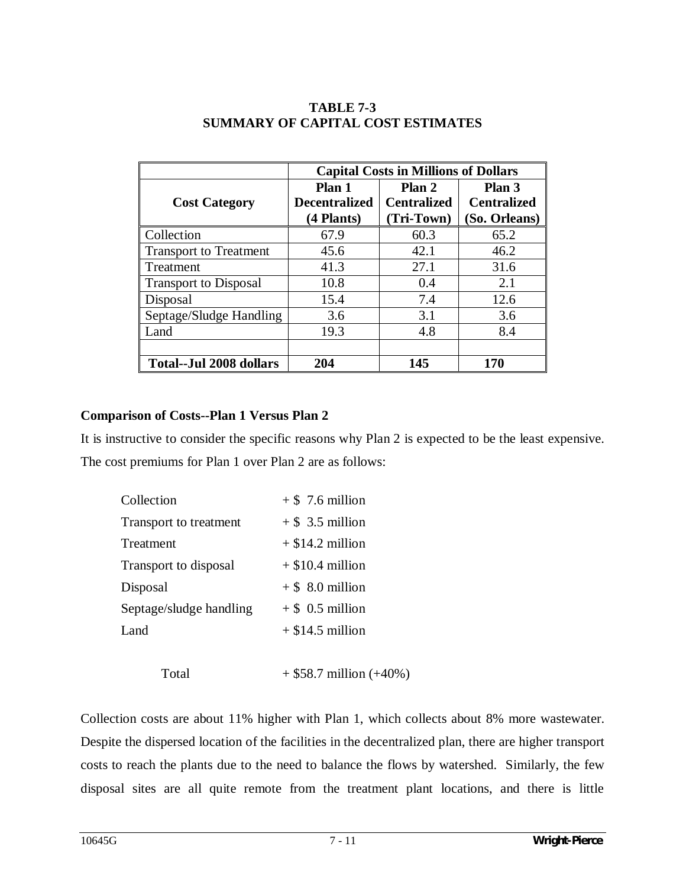**TABLE 7-3**
**SUMMARY OF CAPITAL COST ESTIMATES**

| | Capital Costs in Millions of Dollars | | |
|---|---|---|---|
| **Cost Category** | **Plan 1 Decentralized (4 Plants)** | **Plan 2 Centralized (Tri-Town)** | **Plan 3 Centralized (So. Orleans)** |
| Collection | 67.9 | 60.3 | 65.2 |
| Transport to Treatment | 45.6 | 42.1 | 46.2 |
| Treatment | 41.3 | 27.1 | 31.6 |
| Transport to Disposal | 10.8 | 0.4 | 2.1 |
| Disposal | 15.4 | 7.4 | 12.6 |
| Septage/Sludge Handling | 3.6 | 3.1 | 3.6 |
| Land | 19.3 | 4.8 | 8.4 |
| | | | |
| **Total--Jul 2008 dollars** | **204** | **145** | **170** |

**Comparison of Costs--Plan 1 Versus Plan 2**

It is instructive to consider the specific reasons why Plan 2 is expected to be the least expensive. The cost premiums for Plan 1 over Plan 2 are as follows:

| | |
|---|---|
| Collection | + $ 7.6 million |
| Transport to treatment | + $ 3.5 million |
| Treatment | + $14.2 million |
| Transport to disposal | + $10.4 million |
| Disposal | + $ 8.0 million |
| Septage/sludge handling | + $ 0.5 million |
| Land | + $14.5 million |
| | |
| Total | + $58.7 million (+40%) |

Collection costs are about 11% higher with Plan 1, which collects about 8% more wastewater. Despite the dispersed location of the facilities in the decentralized plan, there are higher transport costs to reach the plants due to the need to balance the flows by watershed. Similarly, the few disposal sites are all quite remote from the treatment plant locations, and there is little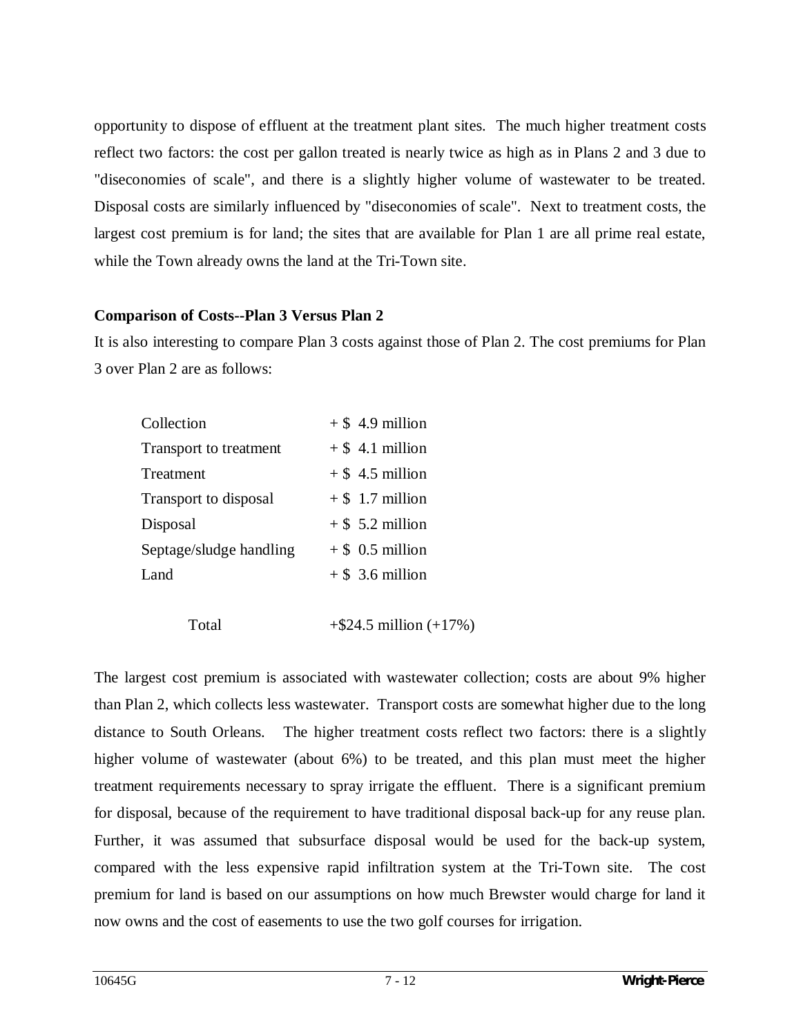opportunity to dispose of effluent at the treatment plant sites. The much higher treatment costs reflect two factors: the cost per gallon treated is nearly twice as high as in Plans 2 and 3 due to "diseconomies of scale", and there is a slightly higher volume of wastewater to be treated. Disposal costs are similarly influenced by "diseconomies of scale". Next to treatment costs, the largest cost premium is for land; the sites that are available for Plan 1 are all prime real estate, while the Town already owns the land at the Tri-Town site.

**Comparison of Costs--Plan 3 Versus Plan 2**

It is also interesting to compare Plan 3 costs against those of Plan 2. The cost premiums for Plan 3 over Plan 2 are as follows:

| | |
|---|---|
| Collection | + $ 4.9 million |
| Transport to treatment | + $ 4.1 million |
| Treatment | + $ 4.5 million |
| Transport to disposal | + $ 1.7 million |
| Disposal | + $ 5.2 million |
| Septage/sludge handling | + $ 0.5 million |
| Land | + $ 3.6 million |
| Total | +$24.5 million (+17%) |

The largest cost premium is associated with wastewater collection; costs are about 9% higher than Plan 2, which collects less wastewater. Transport costs are somewhat higher due to the long distance to South Orleans. The higher treatment costs reflect two factors: there is a slightly higher volume of wastewater (about 6%) to be treated, and this plan must meet the higher treatment requirements necessary to spray irrigate the effluent. There is a significant premium for disposal, because of the requirement to have traditional disposal back-up for any reuse plan. Further, it was assumed that subsurface disposal would be used for the back-up system, compared with the less expensive rapid infiltration system at the Tri-Town site. The cost premium for land is based on our assumptions on how much Brewster would charge for land it now owns and the cost of easements to use the two golf courses for irrigation.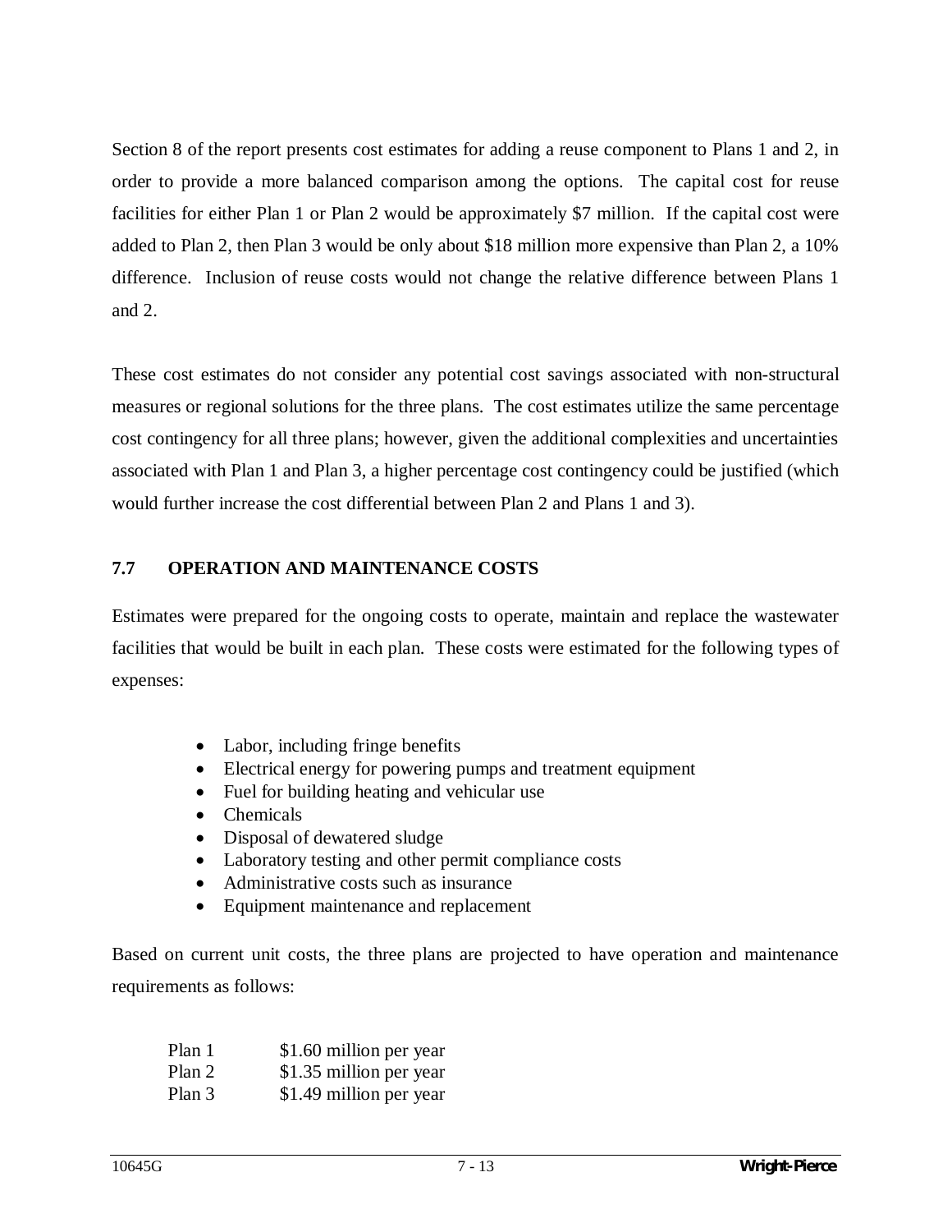Section 8 of the report presents cost estimates for adding a reuse component to Plans 1 and 2, in order to provide a more balanced comparison among the options. The capital cost for reuse facilities for either Plan 1 or Plan 2 would be approximately $7 million. If the capital cost were added to Plan 2, then Plan 3 would be only about $18 million more expensive than Plan 2, a 10% difference. Inclusion of reuse costs would not change the relative difference between Plans 1 and 2.

These cost estimates do not consider any potential cost savings associated with non-structural measures or regional solutions for the three plans. The cost estimates utilize the same percentage cost contingency for all three plans; however, given the additional complexities and uncertainties associated with Plan 1 and Plan 3, a higher percentage cost contingency could be justified (which would further increase the cost differential between Plan 2 and Plans 1 and 3).

## 7.7 OPERATION AND MAINTENANCE COSTS

Estimates were prepared for the ongoing costs to operate, maintain and replace the wastewater facilities that would be built in each plan. These costs were estimated for the following types of expenses:

- Labor, including fringe benefits
- Electrical energy for powering pumps and treatment equipment
- Fuel for building heating and vehicular use
- Chemicals
- Disposal of dewatered sludge
- Laboratory testing and other permit compliance costs
- Administrative costs such as insurance
- Equipment maintenance and replacement

Based on current unit costs, the three plans are projected to have operation and maintenance requirements as follows:

| | |
|---|---|
| Plan 1 | $1.60 million per year |
| Plan 2 | $1.35 million per year |
| Plan 3 | $1.49 million per year |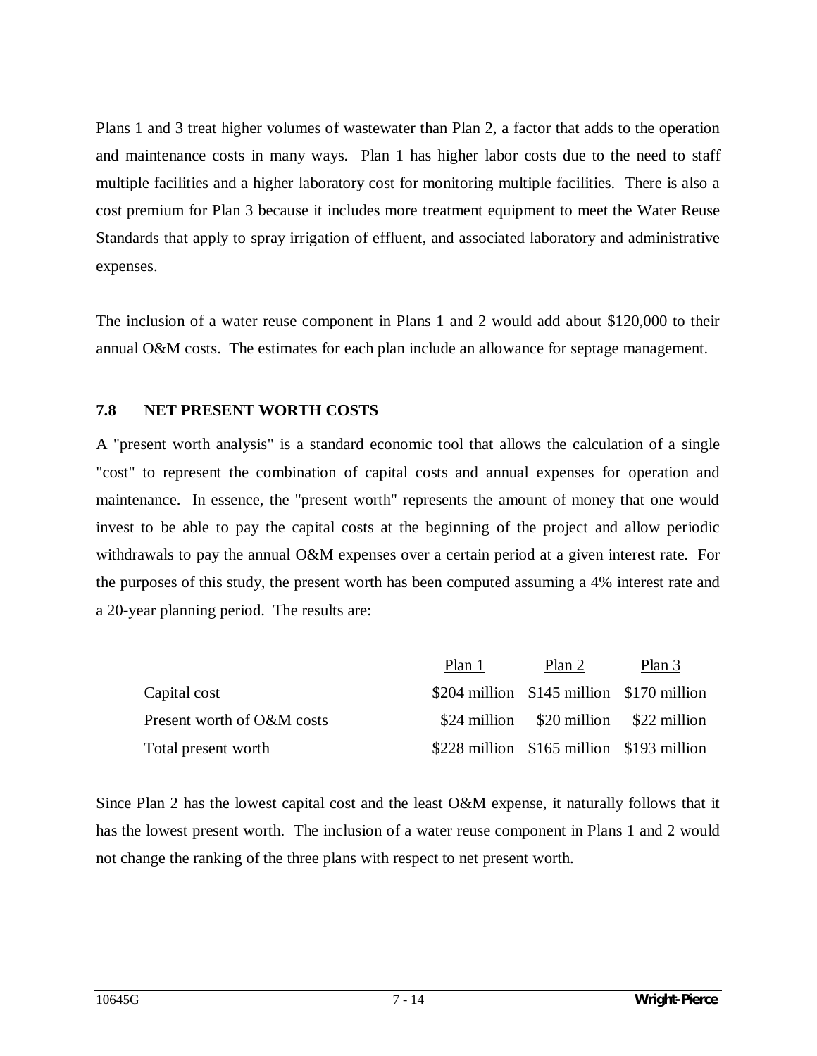Plans 1 and 3 treat higher volumes of wastewater than Plan 2, a factor that adds to the operation and maintenance costs in many ways. Plan 1 has higher labor costs due to the need to staff multiple facilities and a higher laboratory cost for monitoring multiple facilities. There is also a cost premium for Plan 3 because it includes more treatment equipment to meet the Water Reuse Standards that apply to spray irrigation of effluent, and associated laboratory and administrative expenses.

The inclusion of a water reuse component in Plans 1 and 2 would add about $120,000 to their annual O&M costs. The estimates for each plan include an allowance for septage management.

### 7.8 NET PRESENT WORTH COSTS

A "present worth analysis" is a standard economic tool that allows the calculation of a single "cost" to represent the combination of capital costs and annual expenses for operation and maintenance. In essence, the "present worth" represents the amount of money that one would invest to be able to pay the capital costs at the beginning of the project and allow periodic withdrawals to pay the annual O&M expenses over a certain period at a given interest rate. For the purposes of this study, the present worth has been computed assuming a 4% interest rate and a 20-year planning period. The results are:

| | Plan 1 | Plan 2 | Plan 3 |
|---|---|---|---|
| Capital cost | $204 million | $145 million | $170 million |
| Present worth of O&M costs | $24 million | $20 million | $22 million |
| Total present worth | $228 million | $165 million | $193 million |

Since Plan 2 has the lowest capital cost and the least O&M expense, it naturally follows that it has the lowest present worth. The inclusion of a water reuse component in Plans 1 and 2 would not change the ranking of the three plans with respect to net present worth.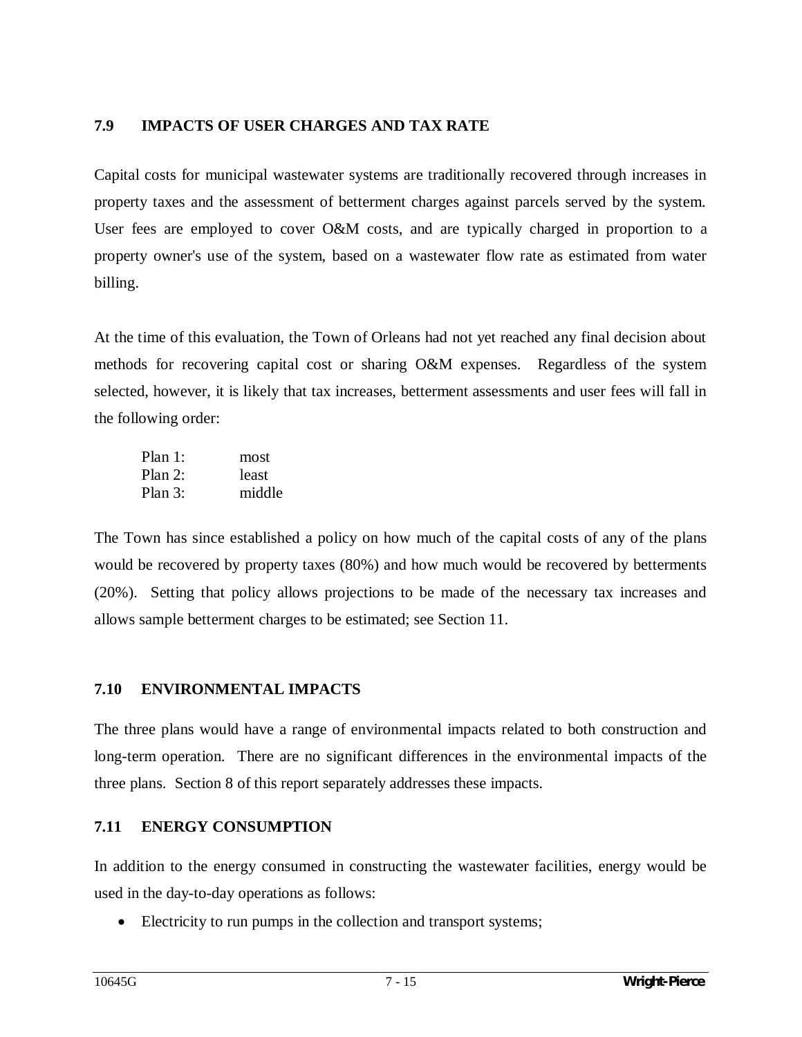## 7.9 IMPACTS OF USER CHARGES AND TAX RATE

Capital costs for municipal wastewater systems are traditionally recovered through increases in property taxes and the assessment of betterment charges against parcels served by the system. User fees are employed to cover O&M costs, and are typically charged in proportion to a property owner's use of the system, based on a wastewater flow rate as estimated from water billing.

At the time of this evaluation, the Town of Orleans had not yet reached any final decision about methods for recovering capital cost or sharing O&M expenses. Regardless of the system selected, however, it is likely that tax increases, betterment assessments and user fees will fall in the following order:

| | |
|---|---|
| Plan 1: | most |
| Plan 2: | least |
| Plan 3: | middle |

The Town has since established a policy on how much of the capital costs of any of the plans would be recovered by property taxes (80%) and how much would be recovered by betterments (20%). Setting that policy allows projections to be made of the necessary tax increases and allows sample betterment charges to be estimated; see Section 11.

## 7.10 ENVIRONMENTAL IMPACTS

The three plans would have a range of environmental impacts related to both construction and long-term operation. There are no significant differences in the environmental impacts of the three plans. Section 8 of this report separately addresses these impacts.

## 7.11 ENERGY CONSUMPTION

In addition to the energy consumed in constructing the wastewater facilities, energy would be used in the day-to-day operations as follows:

- Electricity to run pumps in the collection and transport systems;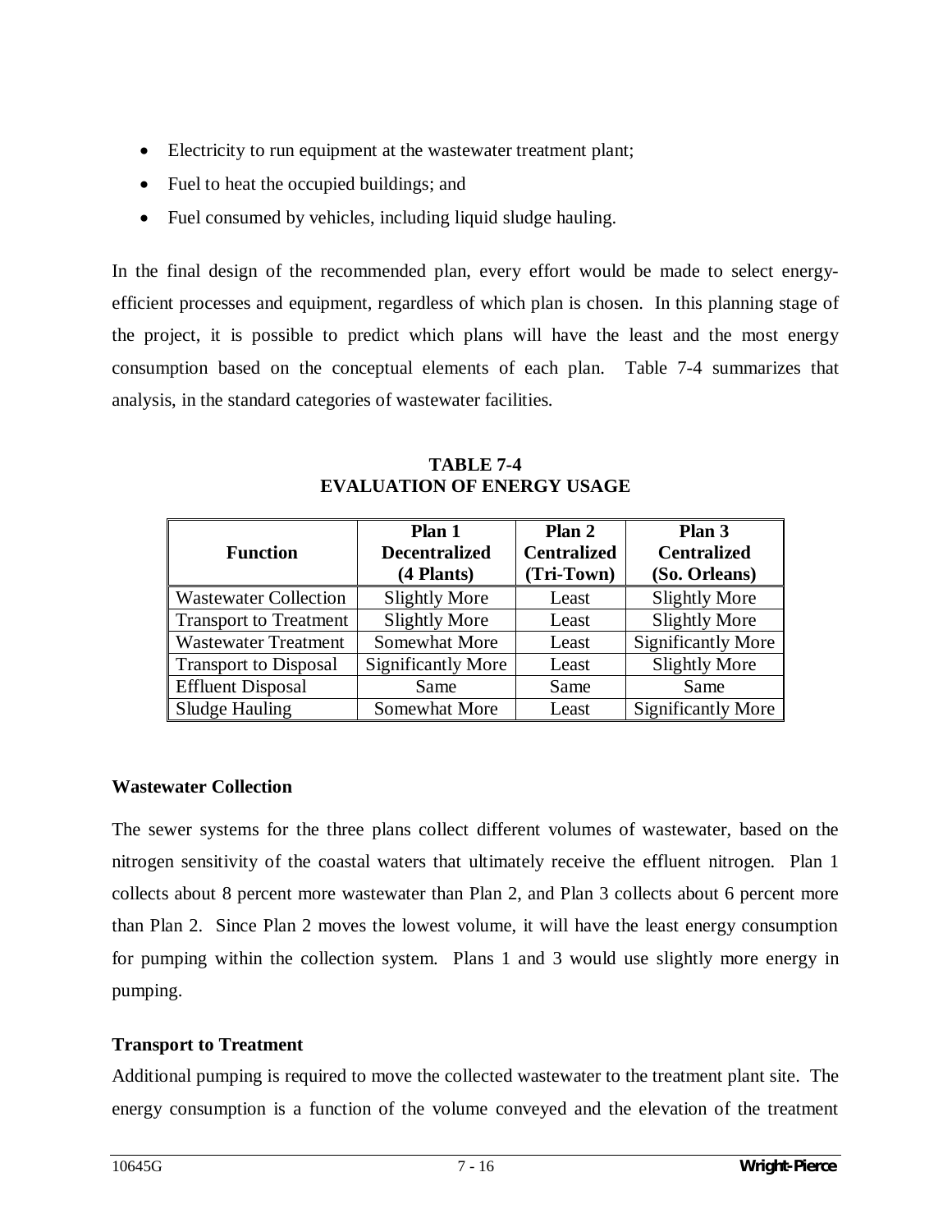- Electricity to run equipment at the wastewater treatment plant;
- Fuel to heat the occupied buildings; and
- Fuel consumed by vehicles, including liquid sludge hauling.

In the final design of the recommended plan, every effort would be made to select energy-efficient processes and equipment, regardless of which plan is chosen. In this planning stage of the project, it is possible to predict which plans will have the least and the most energy consumption based on the conceptual elements of each plan. Table 7-4 summarizes that analysis, in the standard categories of wastewater facilities.

**TABLE 7-4**
**EVALUATION OF ENERGY USAGE**

| Function | Plan 1 Decentralized (4 Plants) | Plan 2 Centralized (Tri-Town) | Plan 3 Centralized (So. Orleans) |
|---|---|---|---|
| Wastewater Collection | Slightly More | Least | Slightly More |
| Transport to Treatment | Slightly More | Least | Slightly More |
| Wastewater Treatment | Somewhat More | Least | Significantly More |
| Transport to Disposal | Significantly More | Least | Slightly More |
| Effluent Disposal | Same | Same | Same |
| Sludge Hauling | Somewhat More | Least | Significantly More |

**Wastewater Collection**

The sewer systems for the three plans collect different volumes of wastewater, based on the nitrogen sensitivity of the coastal waters that ultimately receive the effluent nitrogen. Plan 1 collects about 8 percent more wastewater than Plan 2, and Plan 3 collects about 6 percent more than Plan 2. Since Plan 2 moves the lowest volume, it will have the least energy consumption for pumping within the collection system. Plans 1 and 3 would use slightly more energy in pumping.

**Transport to Treatment**

Additional pumping is required to move the collected wastewater to the treatment plant site. The energy consumption is a function of the volume conveyed and the elevation of the treatment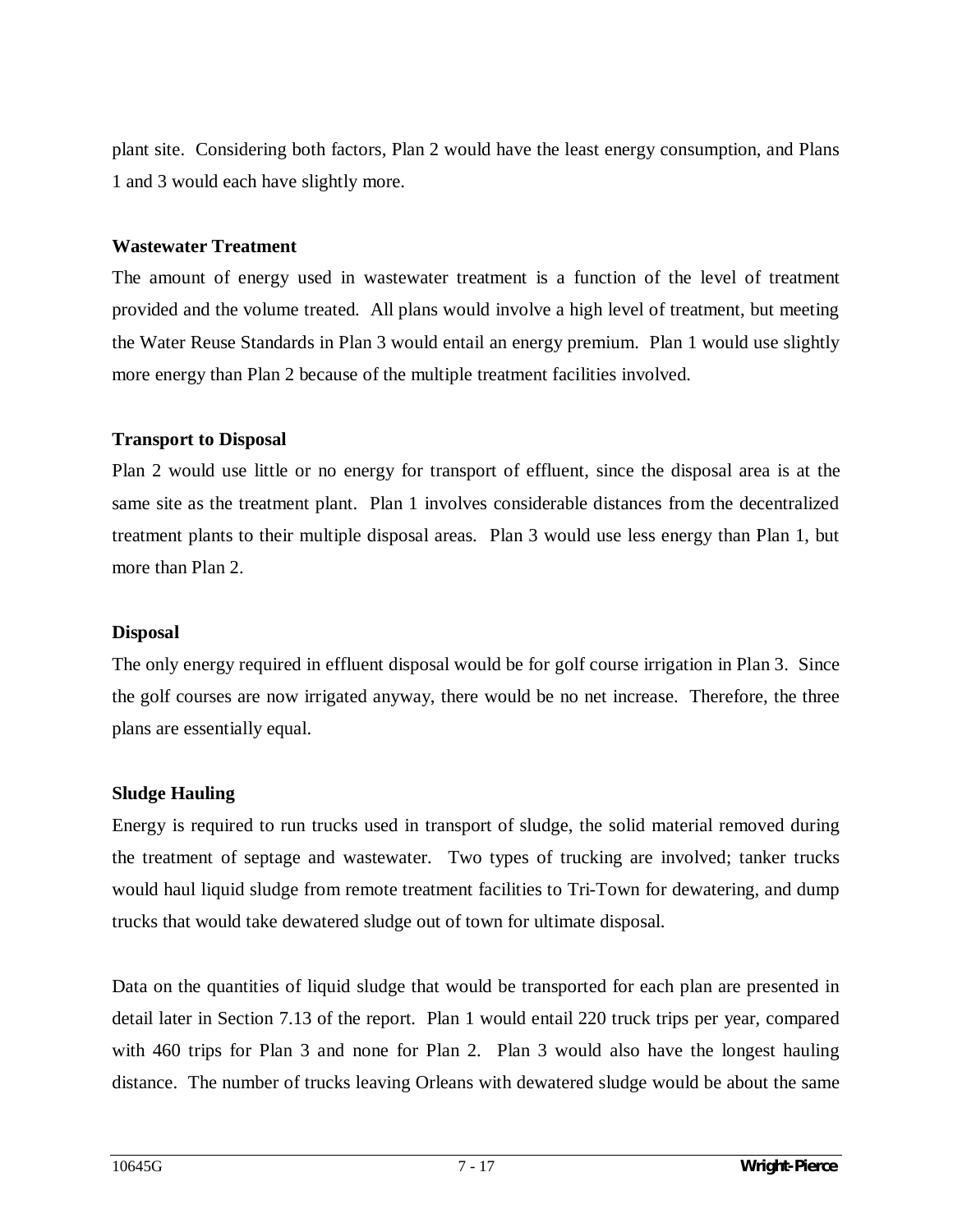plant site. Considering both factors, Plan 2 would have the least energy consumption, and Plans 1 and 3 would each have slightly more.

**Wastewater Treatment**

The amount of energy used in wastewater treatment is a function of the level of treatment provided and the volume treated. All plans would involve a high level of treatment, but meeting the Water Reuse Standards in Plan 3 would entail an energy premium. Plan 1 would use slightly more energy than Plan 2 because of the multiple treatment facilities involved.

**Transport to Disposal**

Plan 2 would use little or no energy for transport of effluent, since the disposal area is at the same site as the treatment plant. Plan 1 involves considerable distances from the decentralized treatment plants to their multiple disposal areas. Plan 3 would use less energy than Plan 1, but more than Plan 2.

**Disposal**

The only energy required in effluent disposal would be for golf course irrigation in Plan 3. Since the golf courses are now irrigated anyway, there would be no net increase. Therefore, the three plans are essentially equal.

**Sludge Hauling**

Energy is required to run trucks used in transport of sludge, the solid material removed during the treatment of septage and wastewater. Two types of trucking are involved; tanker trucks would haul liquid sludge from remote treatment facilities to Tri-Town for dewatering, and dump trucks that would take dewatered sludge out of town for ultimate disposal.

Data on the quantities of liquid sludge that would be transported for each plan are presented in detail later in Section 7.13 of the report. Plan 1 would entail 220 truck trips per year, compared with 460 trips for Plan 3 and none for Plan 2. Plan 3 would also have the longest hauling distance. The number of trucks leaving Orleans with dewatered sludge would be about the same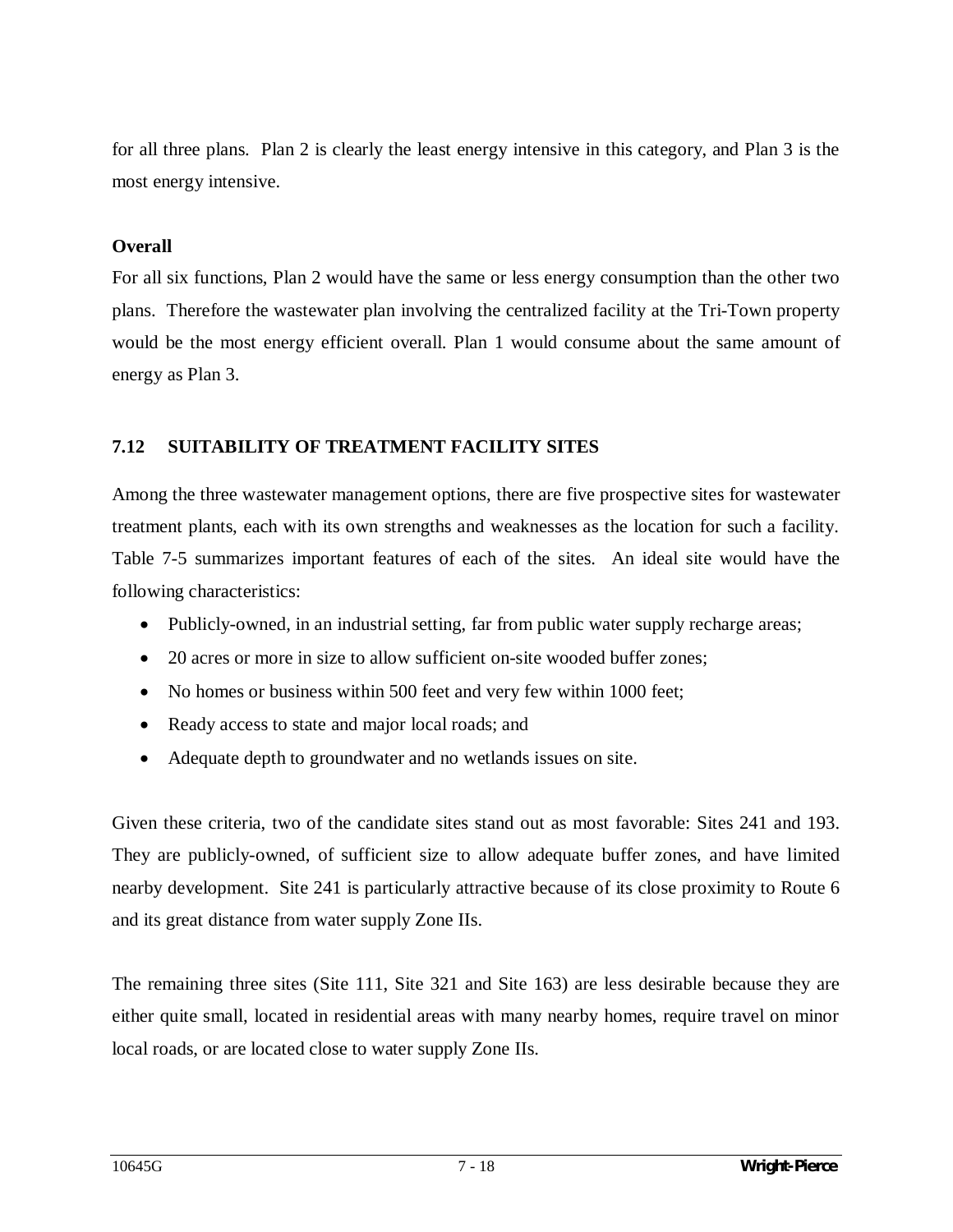for all three plans. Plan 2 is clearly the least energy intensive in this category, and Plan 3 is the most energy intensive.

**Overall**

For all six functions, Plan 2 would have the same or less energy consumption than the other two plans. Therefore the wastewater plan involving the centralized facility at the Tri-Town property would be the most energy efficient overall. Plan 1 would consume about the same amount of energy as Plan 3.

## 7.12 SUITABILITY OF TREATMENT FACILITY SITES

Among the three wastewater management options, there are five prospective sites for wastewater treatment plants, each with its own strengths and weaknesses as the location for such a facility. Table 7-5 summarizes important features of each of the sites. An ideal site would have the following characteristics:

- Publicly-owned, in an industrial setting, far from public water supply recharge areas;
- 20 acres or more in size to allow sufficient on-site wooded buffer zones;
- No homes or business within 500 feet and very few within 1000 feet;
- Ready access to state and major local roads; and
- Adequate depth to groundwater and no wetlands issues on site.

Given these criteria, two of the candidate sites stand out as most favorable: Sites 241 and 193. They are publicly-owned, of sufficient size to allow adequate buffer zones, and have limited nearby development. Site 241 is particularly attractive because of its close proximity to Route 6 and its great distance from water supply Zone IIs.

The remaining three sites (Site 111, Site 321 and Site 163) are less desirable because they are either quite small, located in residential areas with many nearby homes, require travel on minor local roads, or are located close to water supply Zone IIs.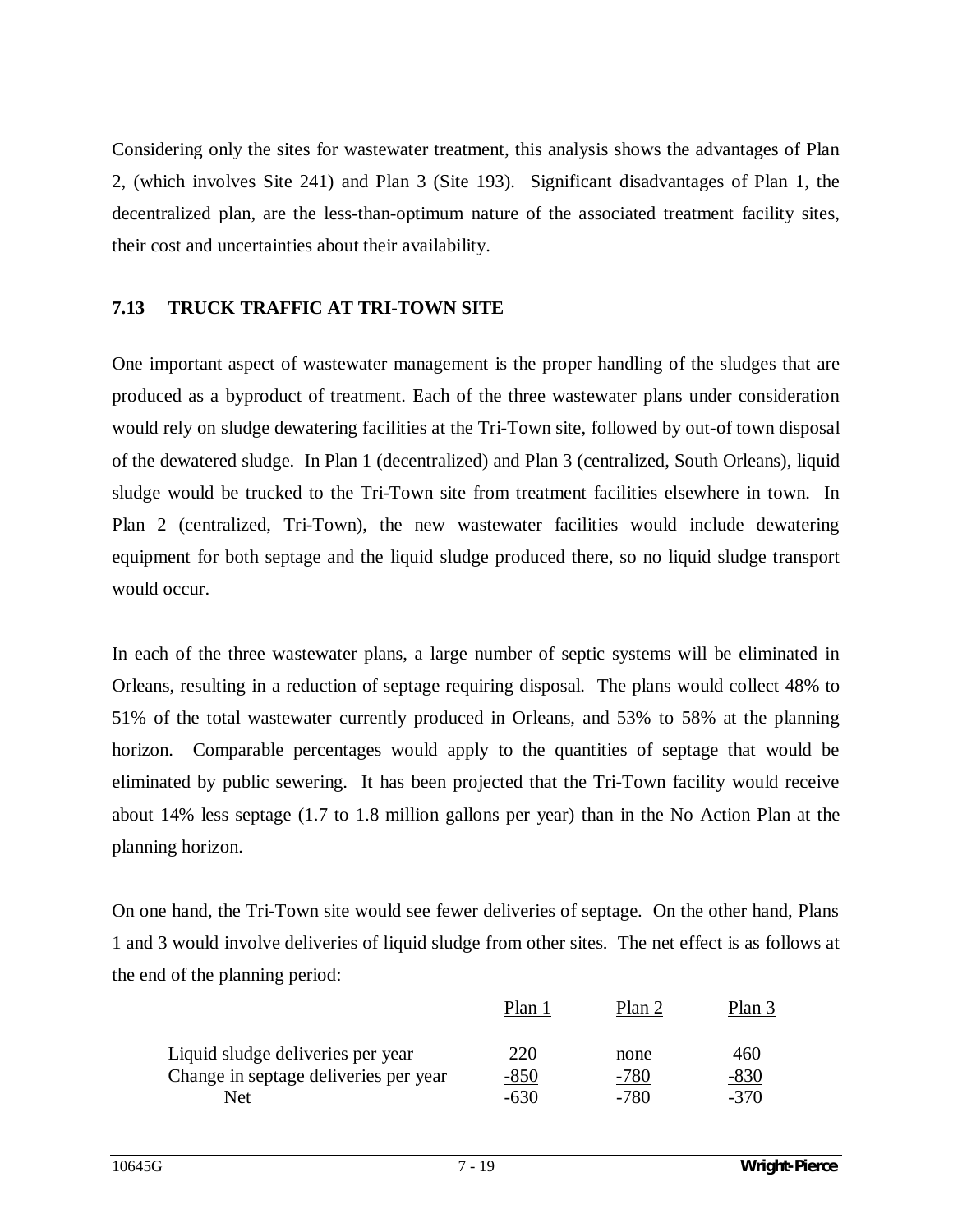Considering only the sites for wastewater treatment, this analysis shows the advantages of Plan 2, (which involves Site 241) and Plan 3 (Site 193). Significant disadvantages of Plan 1, the decentralized plan, are the less-than-optimum nature of the associated treatment facility sites, their cost and uncertainties about their availability.

## 7.13 TRUCK TRAFFIC AT TRI-TOWN SITE

One important aspect of wastewater management is the proper handling of the sludges that are produced as a byproduct of treatment. Each of the three wastewater plans under consideration would rely on sludge dewatering facilities at the Tri-Town site, followed by out-of town disposal of the dewatered sludge. In Plan 1 (decentralized) and Plan 3 (centralized, South Orleans), liquid sludge would be trucked to the Tri-Town site from treatment facilities elsewhere in town. In Plan 2 (centralized, Tri-Town), the new wastewater facilities would include dewatering equipment for both septage and the liquid sludge produced there, so no liquid sludge transport would occur.

In each of the three wastewater plans, a large number of septic systems will be eliminated in Orleans, resulting in a reduction of septage requiring disposal. The plans would collect 48% to 51% of the total wastewater currently produced in Orleans, and 53% to 58% at the planning horizon. Comparable percentages would apply to the quantities of septage that would be eliminated by public sewering. It has been projected that the Tri-Town facility would receive about 14% less septage (1.7 to 1.8 million gallons per year) than in the No Action Plan at the planning horizon.

On one hand, the Tri-Town site would see fewer deliveries of septage. On the other hand, Plans 1 and 3 would involve deliveries of liquid sludge from other sites. The net effect is as follows at the end of the planning period:

| | Plan 1 | Plan 2 | Plan 3 |
|---|---|---|---|
| Liquid sludge deliveries per year | 220 | none | 460 |
| Change in septage deliveries per year | -850 | -780 | -830 |
| Net | -630 | -780 | -370 |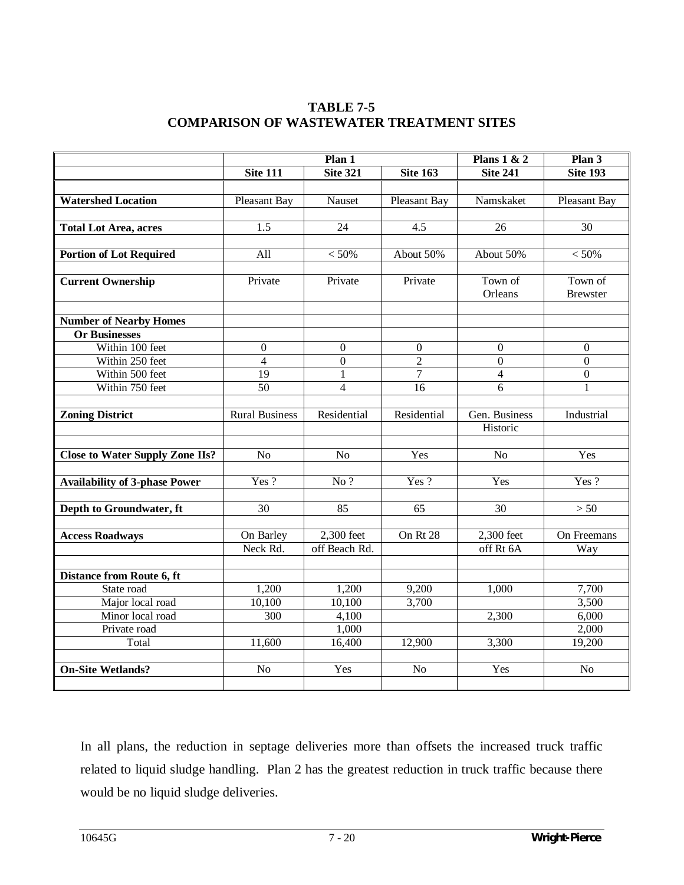**TABLE 7-5**
**COMPARISON OF WASTEWATER TREATMENT SITES**

| | Plan 1 | | | Plans 1 & 2 | Plan 3 |
|---|---|---|---|---|---|
| | **Site 111** | **Site 321** | **Site 163** | **Site 241** | **Site 193** |
| **Watershed Location** | Pleasant Bay | Nauset | Pleasant Bay | Namskaket | Pleasant Bay |
| **Total Lot Area, acres** | 1.5 | 24 | 4.5 | 26 | 30 |
| **Portion of Lot Required** | All | < 50% | About 50% | About 50% | < 50% |
| **Current Ownership** | Private | Private | Private | Town of Orleans | Town of Brewster |
| **Number of Nearby Homes Or Businesses** | | | | | |
| Within 100 feet | 0 | 0 | 0 | 0 | 0 |
| Within 250 feet | 4 | 0 | 2 | 0 | 0 |
| Within 500 feet | 19 | 1 | 7 | 4 | 0 |
| Within 750 feet | 50 | 4 | 16 | 6 | 1 |
| **Zoning District** | Rural Business | Residential | Residential | Gen. Business Historic | Industrial |
| **Close to Water Supply Zone IIs?** | No | No | Yes | No | Yes |
| **Availability of 3-phase Power** | Yes ? | No ? | Yes ? | Yes | Yes ? |
| **Depth to Groundwater, ft** | 30 | 85 | 65 | 30 | > 50 |
| **Access Roadways** | On Barley Neck Rd. | 2,300 feet off Beach Rd. | On Rt 28 | 2,300 feet off Rt 6A | On Freemans Way |
| **Distance from Route 6, ft** | | | | | |
| State road | 1,200 | 1,200 | 9,200 | 1,000 | 7,700 |
| Major local road | 10,100 | 10,100 | 3,700 | | 3,500 |
| Minor local road | 300 | 4,100 | | 2,300 | 6,000 |
| Private road | | 1,000 | | | 2,000 |
| Total | 11,600 | 16,400 | 12,900 | 3,300 | 19,200 |
| **On-Site Wetlands?** | No | Yes | No | Yes | No |

In all plans, the reduction in septage deliveries more than offsets the increased truck traffic related to liquid sludge handling. Plan 2 has the greatest reduction in truck traffic because there would be no liquid sludge deliveries.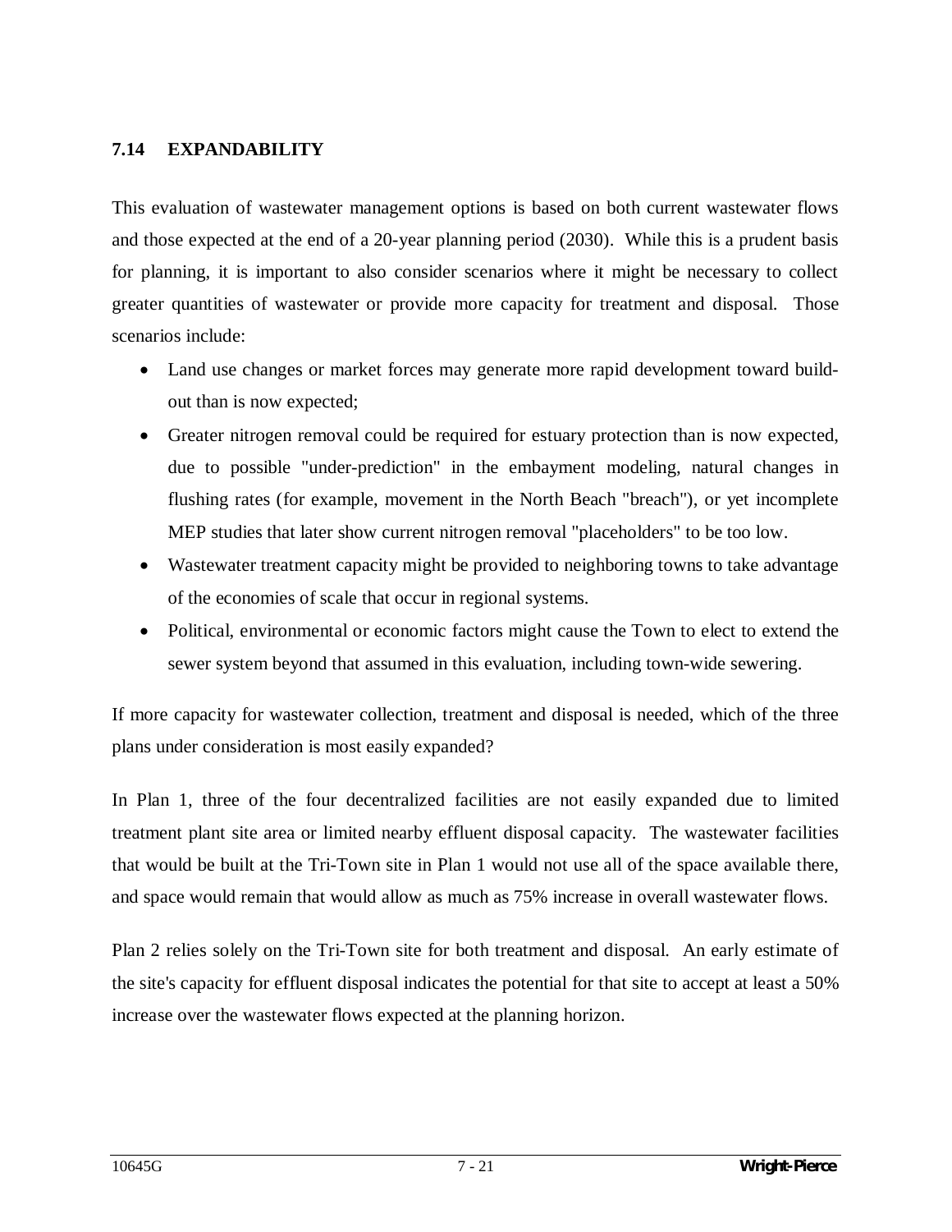## 7.14 EXPANDABILITY

This evaluation of wastewater management options is based on both current wastewater flows and those expected at the end of a 20-year planning period (2030). While this is a prudent basis for planning, it is important to also consider scenarios where it might be necessary to collect greater quantities of wastewater or provide more capacity for treatment and disposal. Those scenarios include:

- Land use changes or market forces may generate more rapid development toward build-out than is now expected;
- Greater nitrogen removal could be required for estuary protection than is now expected, due to possible "under-prediction" in the embayment modeling, natural changes in flushing rates (for example, movement in the North Beach "breach"), or yet incomplete MEP studies that later show current nitrogen removal "placeholders" to be too low.
- Wastewater treatment capacity might be provided to neighboring towns to take advantage of the economies of scale that occur in regional systems.
- Political, environmental or economic factors might cause the Town to elect to extend the sewer system beyond that assumed in this evaluation, including town-wide sewering.

If more capacity for wastewater collection, treatment and disposal is needed, which of the three plans under consideration is most easily expanded?

In Plan 1, three of the four decentralized facilities are not easily expanded due to limited treatment plant site area or limited nearby effluent disposal capacity. The wastewater facilities that would be built at the Tri-Town site in Plan 1 would not use all of the space available there, and space would remain that would allow as much as 75% increase in overall wastewater flows.

Plan 2 relies solely on the Tri-Town site for both treatment and disposal. An early estimate of the site's capacity for effluent disposal indicates the potential for that site to accept at least a 50% increase over the wastewater flows expected at the planning horizon.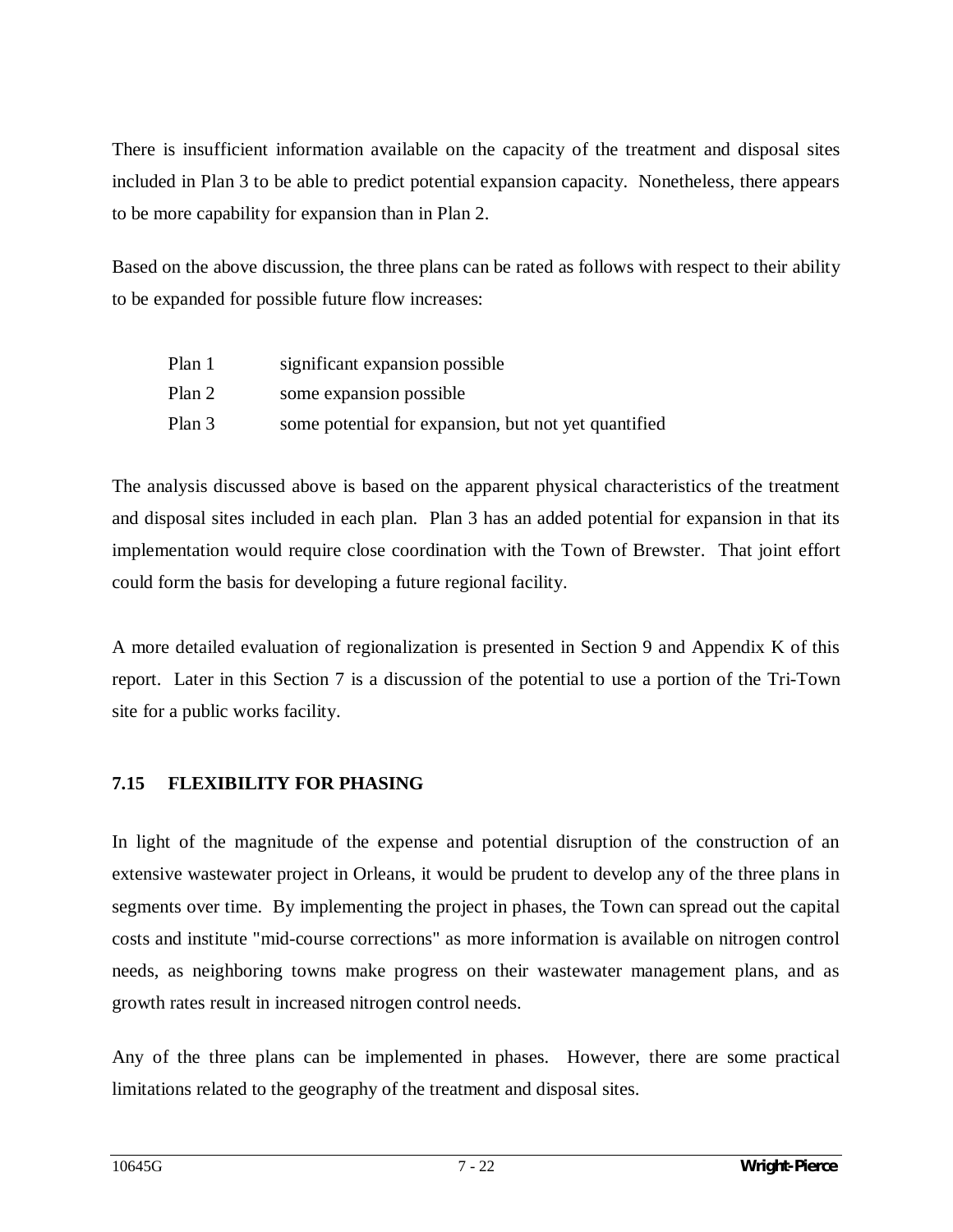There is insufficient information available on the capacity of the treatment and disposal sites included in Plan 3 to be able to predict potential expansion capacity. Nonetheless, there appears to be more capability for expansion than in Plan 2.

Based on the above discussion, the three plans can be rated as follows with respect to their ability to be expanded for possible future flow increases:

| | |
|---|---|
| Plan 1 | significant expansion possible |
| Plan 2 | some expansion possible |
| Plan 3 | some potential for expansion, but not yet quantified |

The analysis discussed above is based on the apparent physical characteristics of the treatment and disposal sites included in each plan. Plan 3 has an added potential for expansion in that its implementation would require close coordination with the Town of Brewster. That joint effort could form the basis for developing a future regional facility.

A more detailed evaluation of regionalization is presented in Section 9 and Appendix K of this report. Later in this Section 7 is a discussion of the potential to use a portion of the Tri-Town site for a public works facility.

## 7.15 FLEXIBILITY FOR PHASING

In light of the magnitude of the expense and potential disruption of the construction of an extensive wastewater project in Orleans, it would be prudent to develop any of the three plans in segments over time. By implementing the project in phases, the Town can spread out the capital costs and institute "mid-course corrections" as more information is available on nitrogen control needs, as neighboring towns make progress on their wastewater management plans, and as growth rates result in increased nitrogen control needs.

Any of the three plans can be implemented in phases. However, there are some practical limitations related to the geography of the treatment and disposal sites.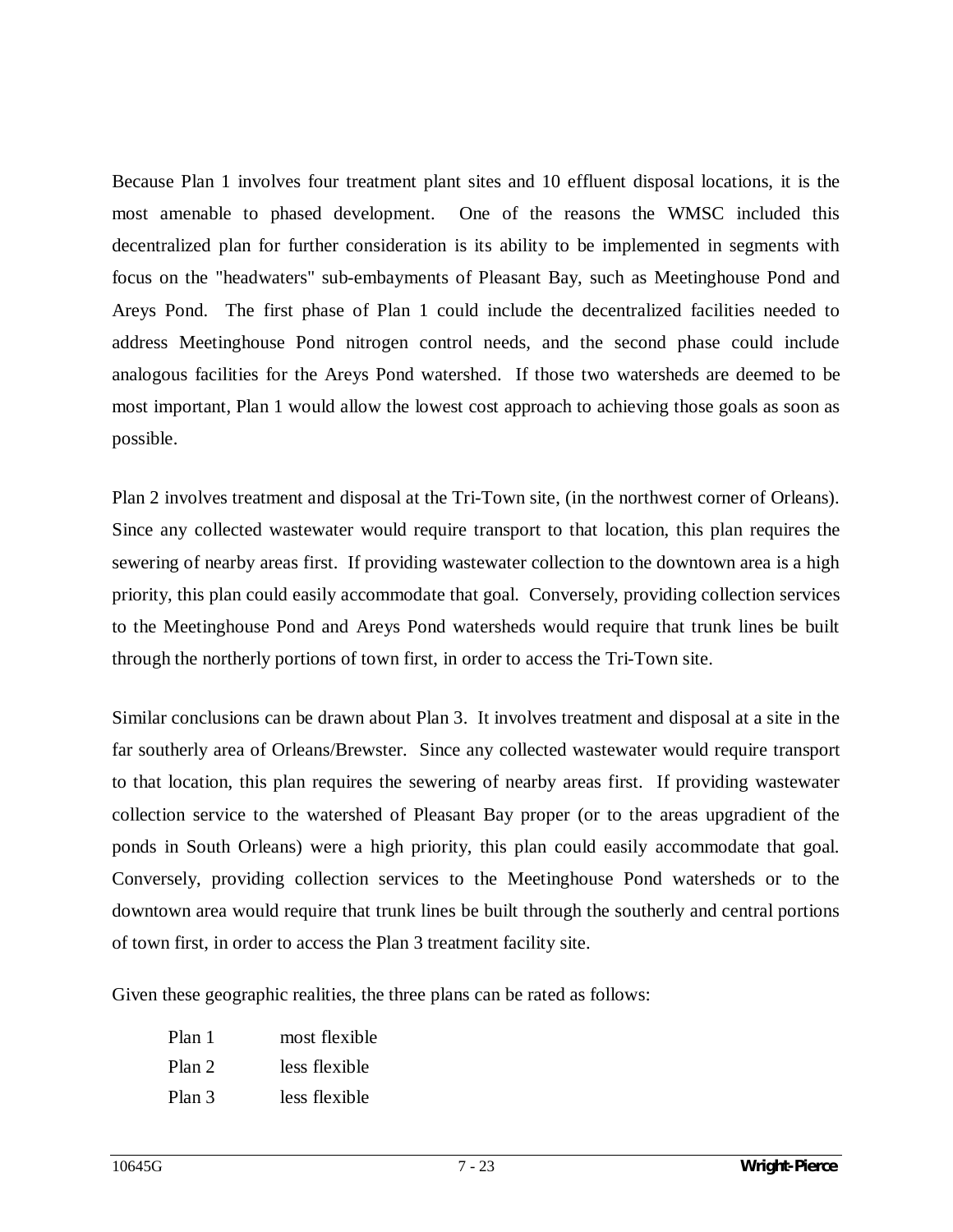Because Plan 1 involves four treatment plant sites and 10 effluent disposal locations, it is the most amenable to phased development. One of the reasons the WMSC included this decentralized plan for further consideration is its ability to be implemented in segments with focus on the "headwaters" sub-embayments of Pleasant Bay, such as Meetinghouse Pond and Areys Pond. The first phase of Plan 1 could include the decentralized facilities needed to address Meetinghouse Pond nitrogen control needs, and the second phase could include analogous facilities for the Areys Pond watershed. If those two watersheds are deemed to be most important, Plan 1 would allow the lowest cost approach to achieving those goals as soon as possible.

Plan 2 involves treatment and disposal at the Tri-Town site, (in the northwest corner of Orleans). Since any collected wastewater would require transport to that location, this plan requires the sewering of nearby areas first. If providing wastewater collection to the downtown area is a high priority, this plan could easily accommodate that goal. Conversely, providing collection services to the Meetinghouse Pond and Areys Pond watersheds would require that trunk lines be built through the northerly portions of town first, in order to access the Tri-Town site.

Similar conclusions can be drawn about Plan 3. It involves treatment and disposal at a site in the far southerly area of Orleans/Brewster. Since any collected wastewater would require transport to that location, this plan requires the sewering of nearby areas first. If providing wastewater collection service to the watershed of Pleasant Bay proper (or to the areas upgradient of the ponds in South Orleans) were a high priority, this plan could easily accommodate that goal. Conversely, providing collection services to the Meetinghouse Pond watersheds or to the downtown area would require that trunk lines be built through the southerly and central portions of town first, in order to access the Plan 3 treatment facility site.

Given these geographic realities, the three plans can be rated as follows:

| | |
|---|---|
| Plan 1 | most flexible |
| Plan 2 | less flexible |
| Plan 3 | less flexible |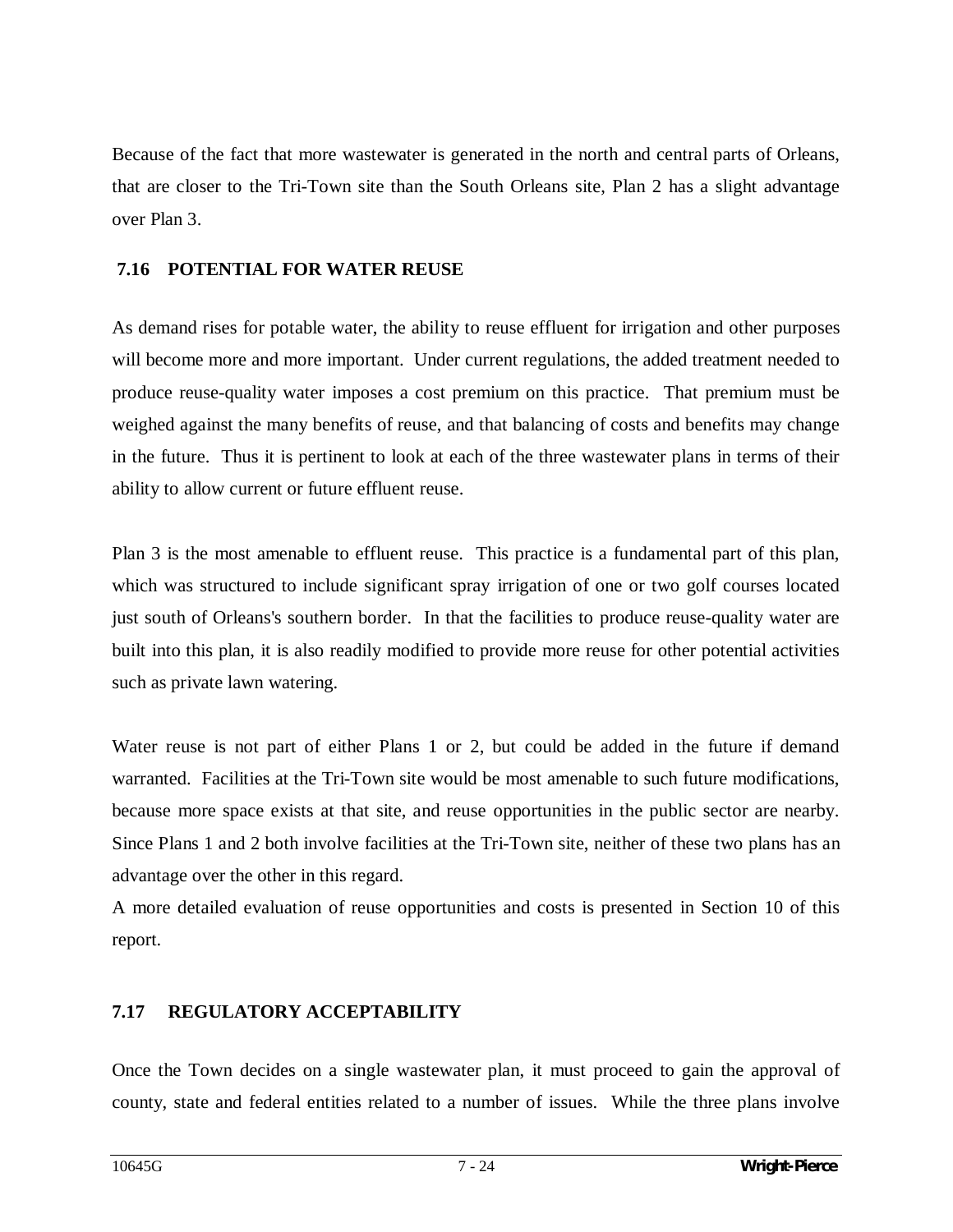Because of the fact that more wastewater is generated in the north and central parts of Orleans, that are closer to the Tri-Town site than the South Orleans site, Plan 2 has a slight advantage over Plan 3.

## 7.16 POTENTIAL FOR WATER REUSE

As demand rises for potable water, the ability to reuse effluent for irrigation and other purposes will become more and more important. Under current regulations, the added treatment needed to produce reuse-quality water imposes a cost premium on this practice. That premium must be weighed against the many benefits of reuse, and that balancing of costs and benefits may change in the future. Thus it is pertinent to look at each of the three wastewater plans in terms of their ability to allow current or future effluent reuse.

Plan 3 is the most amenable to effluent reuse. This practice is a fundamental part of this plan, which was structured to include significant spray irrigation of one or two golf courses located just south of Orleans's southern border. In that the facilities to produce reuse-quality water are built into this plan, it is also readily modified to provide more reuse for other potential activities such as private lawn watering.

Water reuse is not part of either Plans 1 or 2, but could be added in the future if demand warranted. Facilities at the Tri-Town site would be most amenable to such future modifications, because more space exists at that site, and reuse opportunities in the public sector are nearby. Since Plans 1 and 2 both involve facilities at the Tri-Town site, neither of these two plans has an advantage over the other in this regard.

A more detailed evaluation of reuse opportunities and costs is presented in Section 10 of this report.

## 7.17 REGULATORY ACCEPTABILITY

Once the Town decides on a single wastewater plan, it must proceed to gain the approval of county, state and federal entities related to a number of issues. While the three plans involve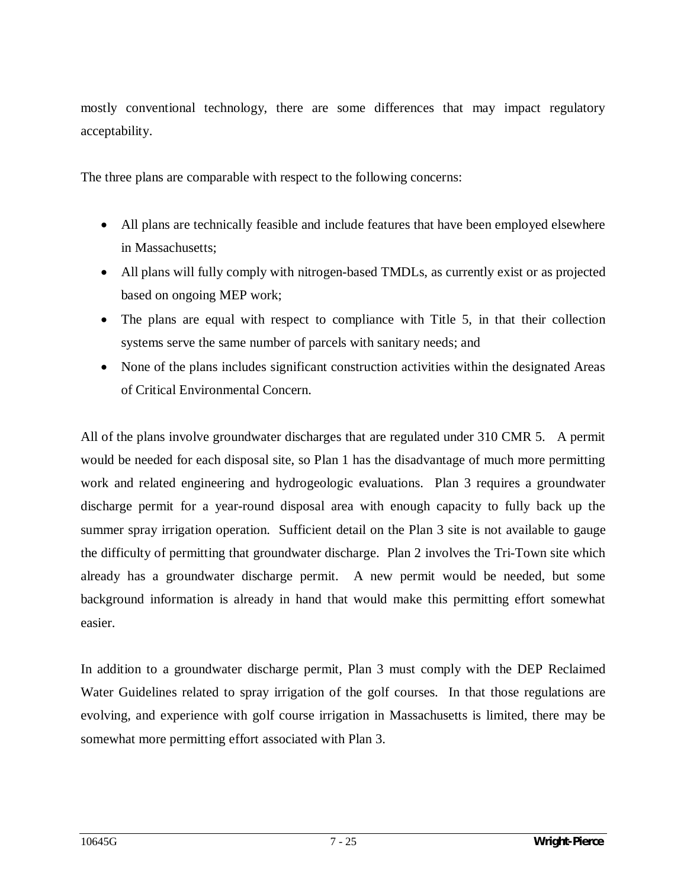mostly conventional technology, there are some differences that may impact regulatory acceptability.

The three plans are comparable with respect to the following concerns:

- All plans are technically feasible and include features that have been employed elsewhere in Massachusetts;
- All plans will fully comply with nitrogen-based TMDLs, as currently exist or as projected based on ongoing MEP work;
- The plans are equal with respect to compliance with Title 5, in that their collection systems serve the same number of parcels with sanitary needs; and
- None of the plans includes significant construction activities within the designated Areas of Critical Environmental Concern.

All of the plans involve groundwater discharges that are regulated under 310 CMR 5. A permit would be needed for each disposal site, so Plan 1 has the disadvantage of much more permitting work and related engineering and hydrogeologic evaluations. Plan 3 requires a groundwater discharge permit for a year-round disposal area with enough capacity to fully back up the summer spray irrigation operation. Sufficient detail on the Plan 3 site is not available to gauge the difficulty of permitting that groundwater discharge. Plan 2 involves the Tri-Town site which already has a groundwater discharge permit. A new permit would be needed, but some background information is already in hand that would make this permitting effort somewhat easier.

In addition to a groundwater discharge permit, Plan 3 must comply with the DEP Reclaimed Water Guidelines related to spray irrigation of the golf courses. In that those regulations are evolving, and experience with golf course irrigation in Massachusetts is limited, there may be somewhat more permitting effort associated with Plan 3.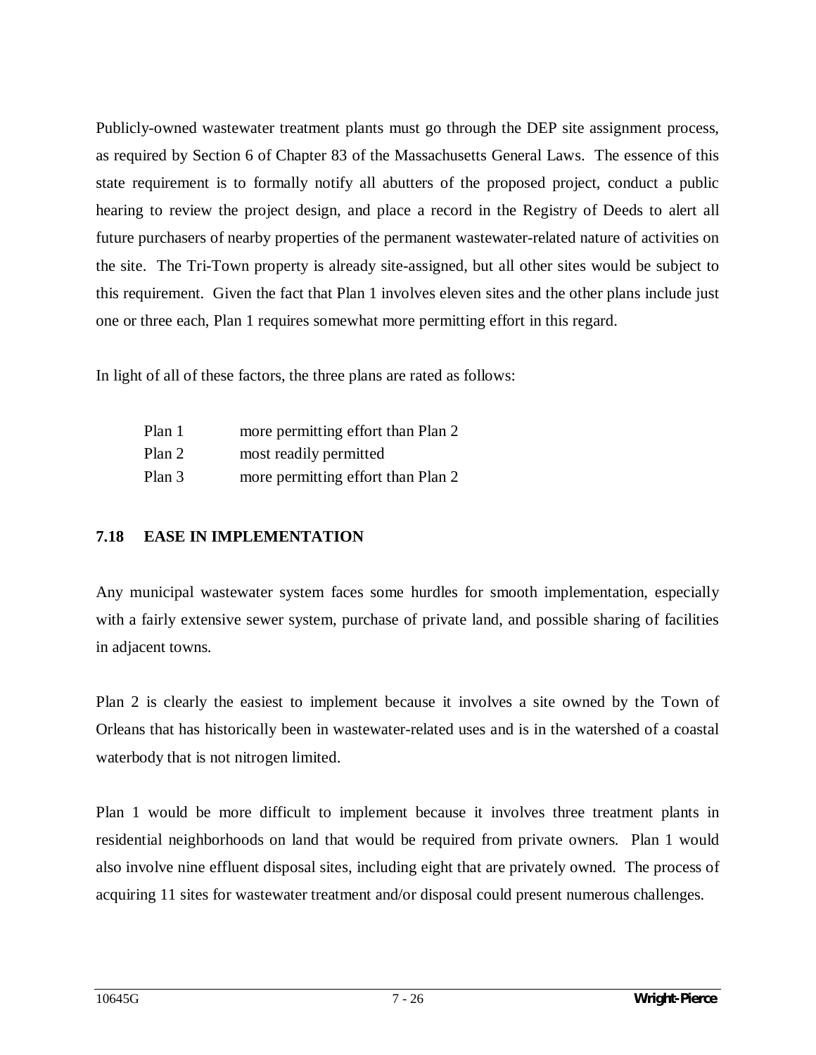Publicly-owned wastewater treatment plants must go through the DEP site assignment process, as required by Section 6 of Chapter 83 of the Massachusetts General Laws. The essence of this state requirement is to formally notify all abutters of the proposed project, conduct a public hearing to review the project design, and place a record in the Registry of Deeds to alert all future purchasers of nearby properties of the permanent wastewater-related nature of activities on the site. The Tri-Town property is already site-assigned, but all other sites would be subject to this requirement. Given the fact that Plan 1 involves eleven sites and the other plans include just one or three each, Plan 1 requires somewhat more permitting effort in this regard.

In light of all of these factors, the three plans are rated as follows:

| | |
|---|---|
| Plan 1 | more permitting effort than Plan 2 |
| Plan 2 | most readily permitted |
| Plan 3 | more permitting effort than Plan 2 |

### 7.18 EASE IN IMPLEMENTATION

Any municipal wastewater system faces some hurdles for smooth implementation, especially with a fairly extensive sewer system, purchase of private land, and possible sharing of facilities in adjacent towns.

Plan 2 is clearly the easiest to implement because it involves a site owned by the Town of Orleans that has historically been in wastewater-related uses and is in the watershed of a coastal waterbody that is not nitrogen limited.

Plan 1 would be more difficult to implement because it involves three treatment plants in residential neighborhoods on land that would be required from private owners. Plan 1 would also involve nine effluent disposal sites, including eight that are privately owned. The process of acquiring 11 sites for wastewater treatment and/or disposal could present numerous challenges.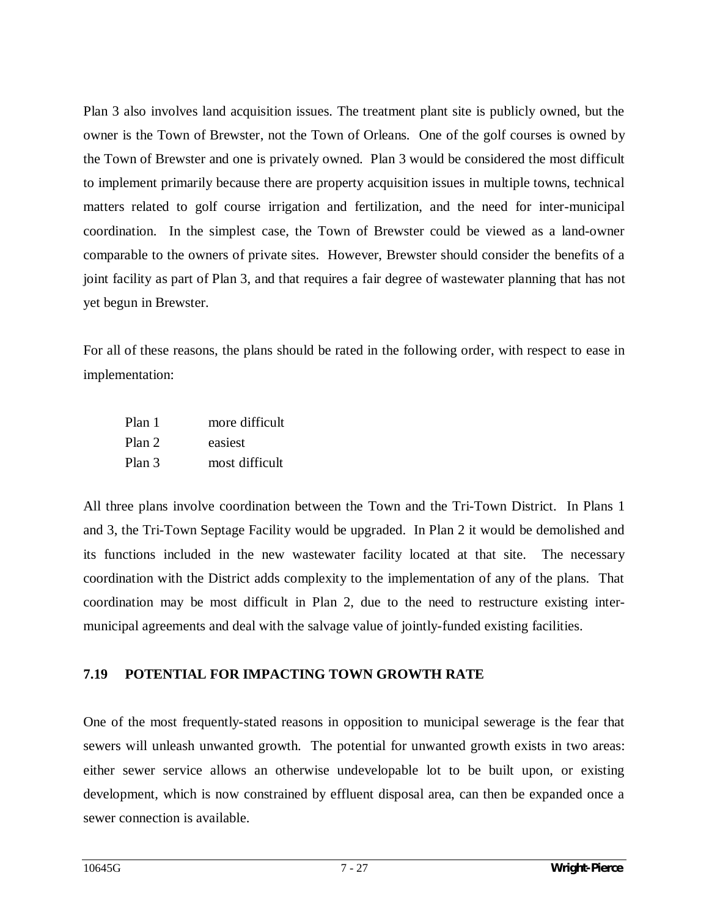Plan 3 also involves land acquisition issues. The treatment plant site is publicly owned, but the owner is the Town of Brewster, not the Town of Orleans. One of the golf courses is owned by the Town of Brewster and one is privately owned. Plan 3 would be considered the most difficult to implement primarily because there are property acquisition issues in multiple towns, technical matters related to golf course irrigation and fertilization, and the need for inter-municipal coordination. In the simplest case, the Town of Brewster could be viewed as a land-owner comparable to the owners of private sites. However, Brewster should consider the benefits of a joint facility as part of Plan 3, and that requires a fair degree of wastewater planning that has not yet begun in Brewster.

For all of these reasons, the plans should be rated in the following order, with respect to ease in implementation:

| | |
|---|---|
| Plan 1 | more difficult |
| Plan 2 | easiest |
| Plan 3 | most difficult |

All three plans involve coordination between the Town and the Tri-Town District. In Plans 1 and 3, the Tri-Town Septage Facility would be upgraded. In Plan 2 it would be demolished and its functions included in the new wastewater facility located at that site. The necessary coordination with the District adds complexity to the implementation of any of the plans. That coordination may be most difficult in Plan 2, due to the need to restructure existing inter-municipal agreements and deal with the salvage value of jointly-funded existing facilities.

## 7.19 POTENTIAL FOR IMPACTING TOWN GROWTH RATE

One of the most frequently-stated reasons in opposition to municipal sewerage is the fear that sewers will unleash unwanted growth. The potential for unwanted growth exists in two areas: either sewer service allows an otherwise undevelopable lot to be built upon, or existing development, which is now constrained by effluent disposal area, can then be expanded once a sewer connection is available.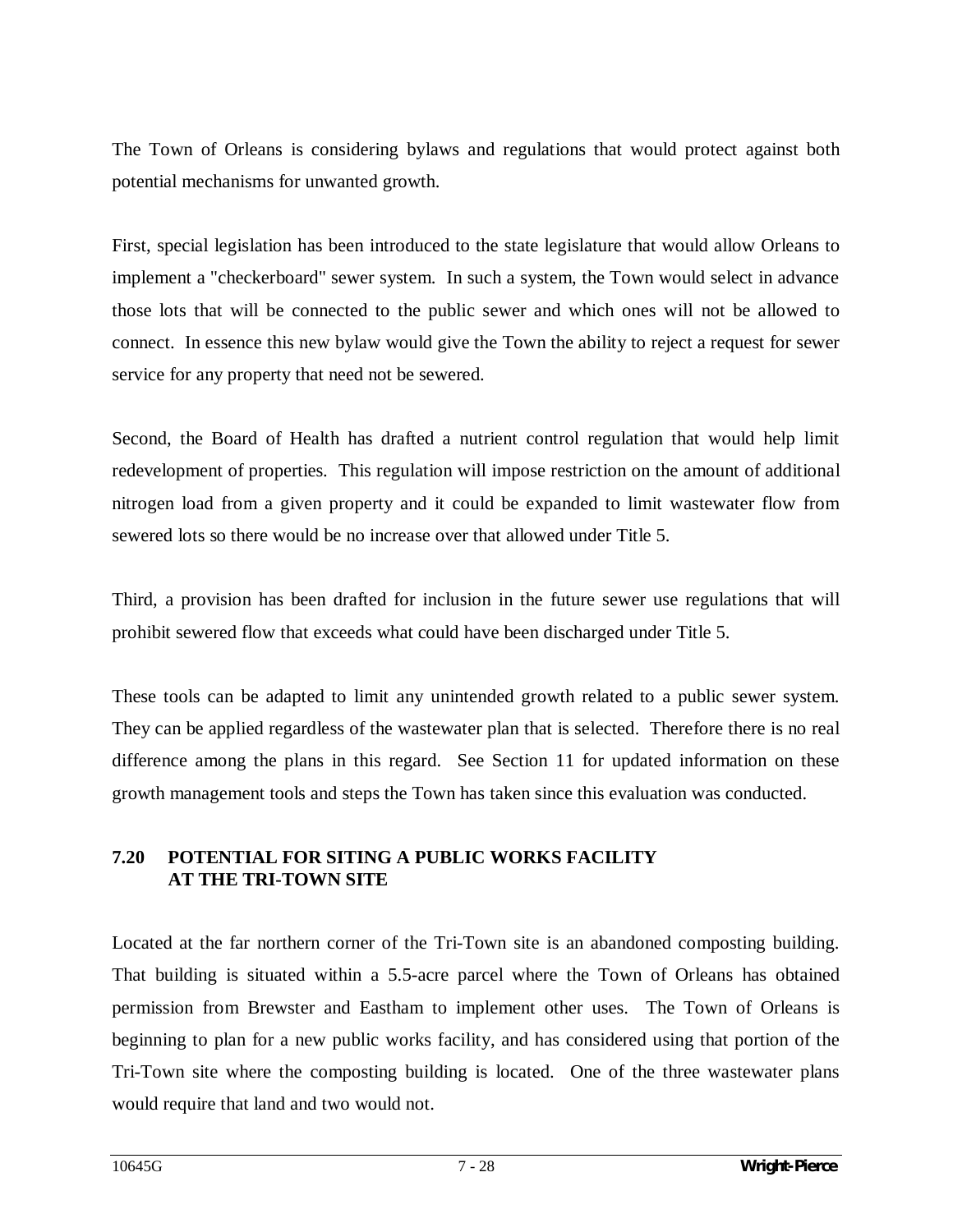The Town of Orleans is considering bylaws and regulations that would protect against both potential mechanisms for unwanted growth.

First, special legislation has been introduced to the state legislature that would allow Orleans to implement a "checkerboard" sewer system. In such a system, the Town would select in advance those lots that will be connected to the public sewer and which ones will not be allowed to connect. In essence this new bylaw would give the Town the ability to reject a request for sewer service for any property that need not be sewered.

Second, the Board of Health has drafted a nutrient control regulation that would help limit redevelopment of properties. This regulation will impose restriction on the amount of additional nitrogen load from a given property and it could be expanded to limit wastewater flow from sewered lots so there would be no increase over that allowed under Title 5.

Third, a provision has been drafted for inclusion in the future sewer use regulations that will prohibit sewered flow that exceeds what could have been discharged under Title 5.

These tools can be adapted to limit any unintended growth related to a public sewer system. They can be applied regardless of the wastewater plan that is selected. Therefore there is no real difference among the plans in this regard. See Section 11 for updated information on these growth management tools and steps the Town has taken since this evaluation was conducted.

## 7.20 POTENTIAL FOR SITING A PUBLIC WORKS FACILITY AT THE TRI-TOWN SITE

Located at the far northern corner of the Tri-Town site is an abandoned composting building. That building is situated within a 5.5-acre parcel where the Town of Orleans has obtained permission from Brewster and Eastham to implement other uses. The Town of Orleans is beginning to plan for a new public works facility, and has considered using that portion of the Tri-Town site where the composting building is located. One of the three wastewater plans would require that land and two would not.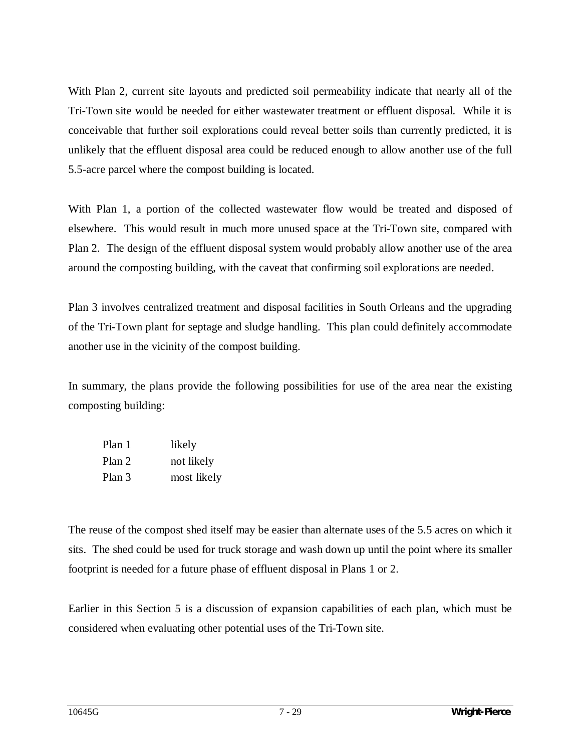With Plan 2, current site layouts and predicted soil permeability indicate that nearly all of the Tri-Town site would be needed for either wastewater treatment or effluent disposal. While it is conceivable that further soil explorations could reveal better soils than currently predicted, it is unlikely that the effluent disposal area could be reduced enough to allow another use of the full 5.5-acre parcel where the compost building is located.

With Plan 1, a portion of the collected wastewater flow would be treated and disposed of elsewhere. This would result in much more unused space at the Tri-Town site, compared with Plan 2. The design of the effluent disposal system would probably allow another use of the area around the composting building, with the caveat that confirming soil explorations are needed.

Plan 3 involves centralized treatment and disposal facilities in South Orleans and the upgrading of the Tri-Town plant for septage and sludge handling. This plan could definitely accommodate another use in the vicinity of the compost building.

In summary, the plans provide the following possibilities for use of the area near the existing composting building:

| | |
|---|---|
| Plan 1 | likely |
| Plan 2 | not likely |
| Plan 3 | most likely |

The reuse of the compost shed itself may be easier than alternate uses of the 5.5 acres on which it sits. The shed could be used for truck storage and wash down up until the point where its smaller footprint is needed for a future phase of effluent disposal in Plans 1 or 2.

Earlier in this Section 5 is a discussion of expansion capabilities of each plan, which must be considered when evaluating other potential uses of the Tri-Town site.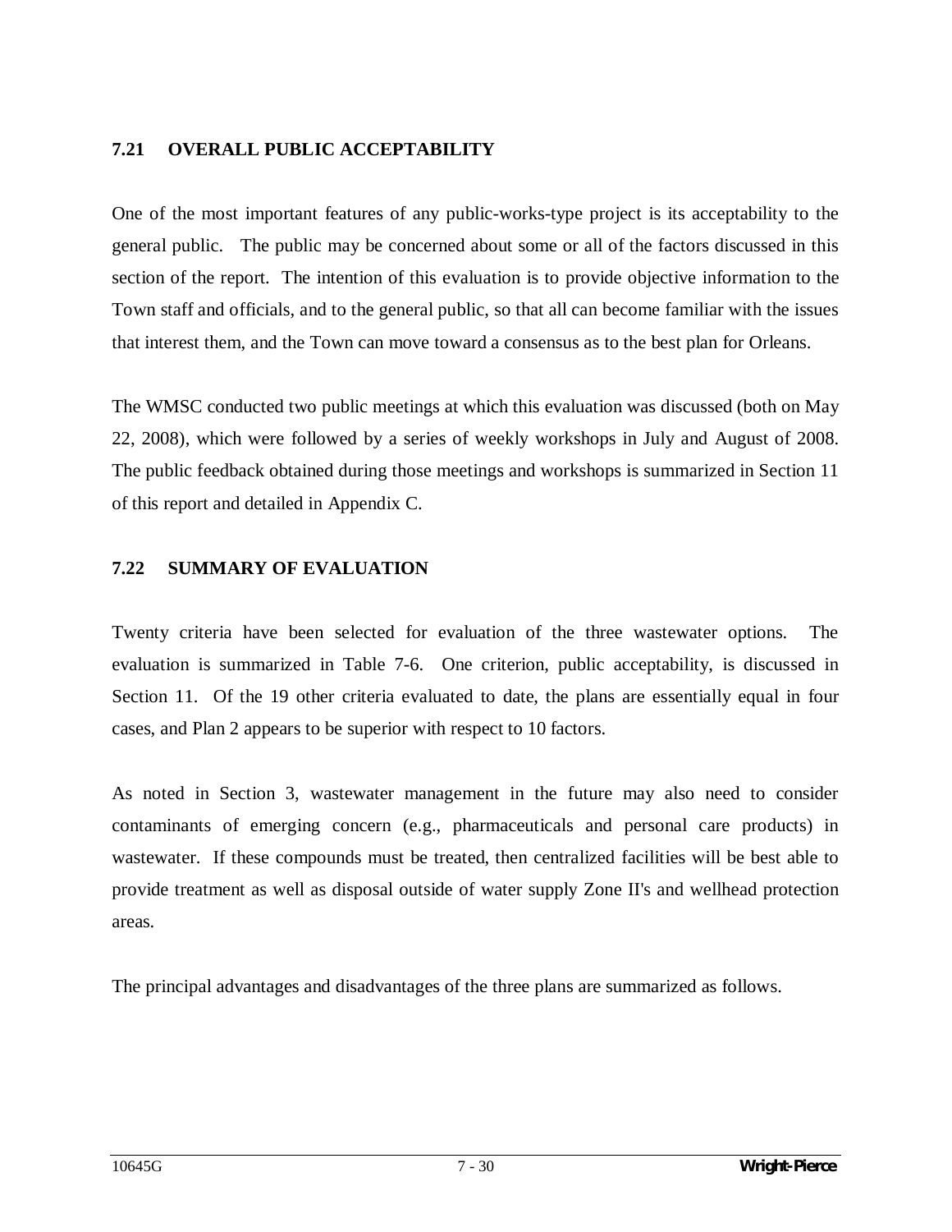## 7.21 OVERALL PUBLIC ACCEPTABILITY

One of the most important features of any public-works-type project is its acceptability to the general public. The public may be concerned about some or all of the factors discussed in this section of the report. The intention of this evaluation is to provide objective information to the Town staff and officials, and to the general public, so that all can become familiar with the issues that interest them, and the Town can move toward a consensus as to the best plan for Orleans.

The WMSC conducted two public meetings at which this evaluation was discussed (both on May 22, 2008), which were followed by a series of weekly workshops in July and August of 2008. The public feedback obtained during those meetings and workshops is summarized in Section 11 of this report and detailed in Appendix C.

## 7.22 SUMMARY OF EVALUATION

Twenty criteria have been selected for evaluation of the three wastewater options. The evaluation is summarized in Table 7-6. One criterion, public acceptability, is discussed in Section 11. Of the 19 other criteria evaluated to date, the plans are essentially equal in four cases, and Plan 2 appears to be superior with respect to 10 factors.

As noted in Section 3, wastewater management in the future may also need to consider contaminants of emerging concern (e.g., pharmaceuticals and personal care products) in wastewater. If these compounds must be treated, then centralized facilities will be best able to provide treatment as well as disposal outside of water supply Zone II's and wellhead protection areas.

The principal advantages and disadvantages of the three plans are summarized as follows.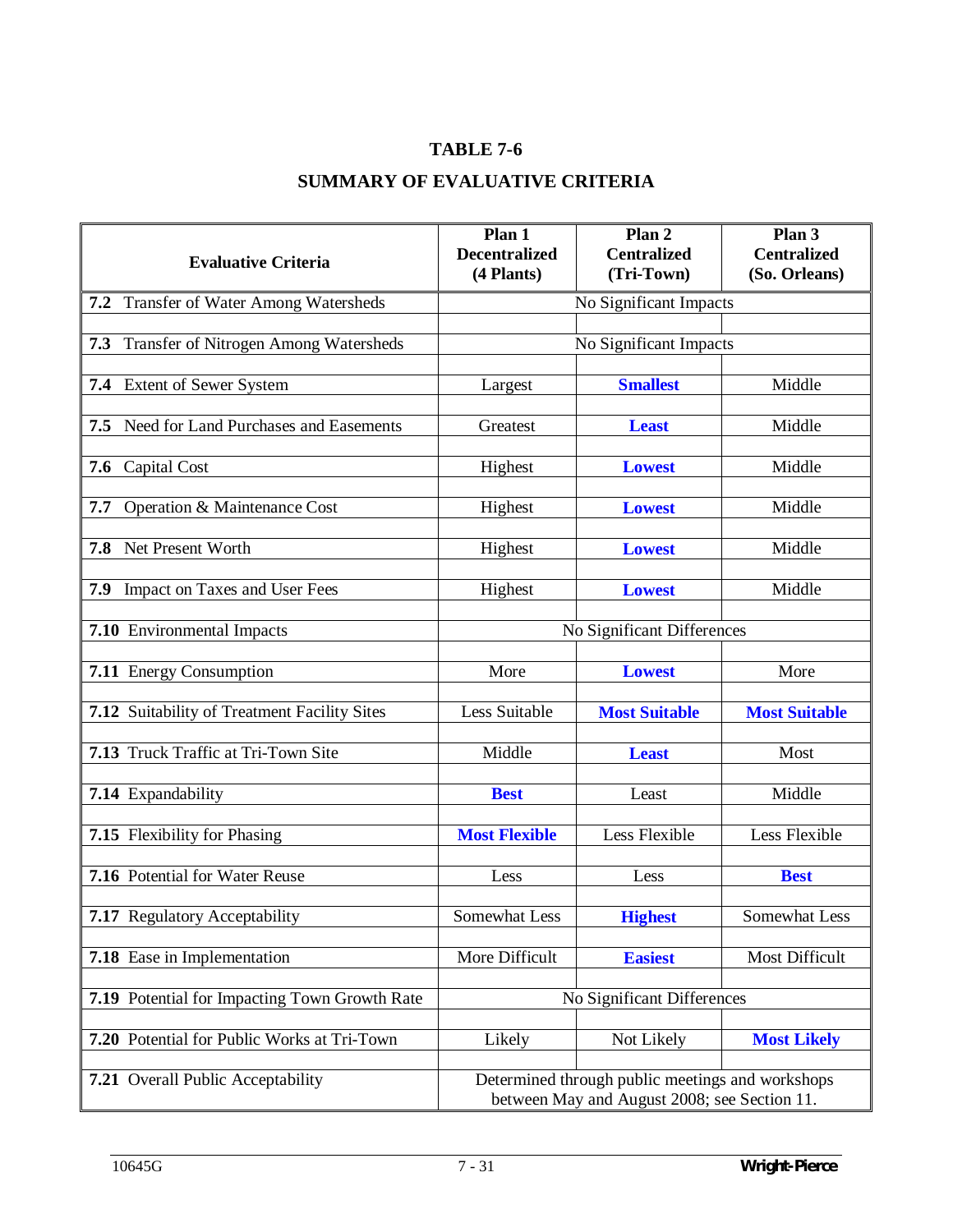**TABLE 7-6**

**SUMMARY OF EVALUATIVE CRITERIA**

| Evaluative Criteria | Plan 1 Decentralized (4 Plants) | Plan 2 Centralized (Tri-Town) | Plan 3 Centralized (So. Orleans) |
|---|---|---|---|
| **7.2** Transfer of Water Among Watersheds | No Significant Impacts | | |
| **7.3** Transfer of Nitrogen Among Watersheds | No Significant Impacts | | |
| **7.4** Extent of Sewer System | Largest | **Smallest** | Middle |
| **7.5** Need for Land Purchases and Easements | Greatest | **Least** | Middle |
| **7.6** Capital Cost | Highest | **Lowest** | Middle |
| **7.7** Operation & Maintenance Cost | Highest | **Lowest** | Middle |
| **7.8** Net Present Worth | Highest | **Lowest** | Middle |
| **7.9** Impact on Taxes and User Fees | Highest | **Lowest** | Middle |
| **7.10** Environmental Impacts | No Significant Differences | | |
| **7.11** Energy Consumption | More | **Lowest** | More |
| **7.12** Suitability of Treatment Facility Sites | Less Suitable | **Most Suitable** | **Most Suitable** |
| **7.13** Truck Traffic at Tri-Town Site | Middle | **Least** | Most |
| **7.14** Expandability | **Best** | Least | Middle |
| **7.15** Flexibility for Phasing | **Most Flexible** | Less Flexible | Less Flexible |
| **7.16** Potential for Water Reuse | Less | Less | **Best** |
| **7.17** Regulatory Acceptability | Somewhat Less | **Highest** | Somewhat Less |
| **7.18** Ease in Implementation | More Difficult | **Easiest** | Most Difficult |
| **7.19** Potential for Impacting Town Growth Rate | No Significant Differences | | |
| **7.20** Potential for Public Works at Tri-Town | Likely | Not Likely | **Most Likely** |
| **7.21** Overall Public Acceptability | Determined through public meetings and workshops between May and August 2008; see Section 11. | | |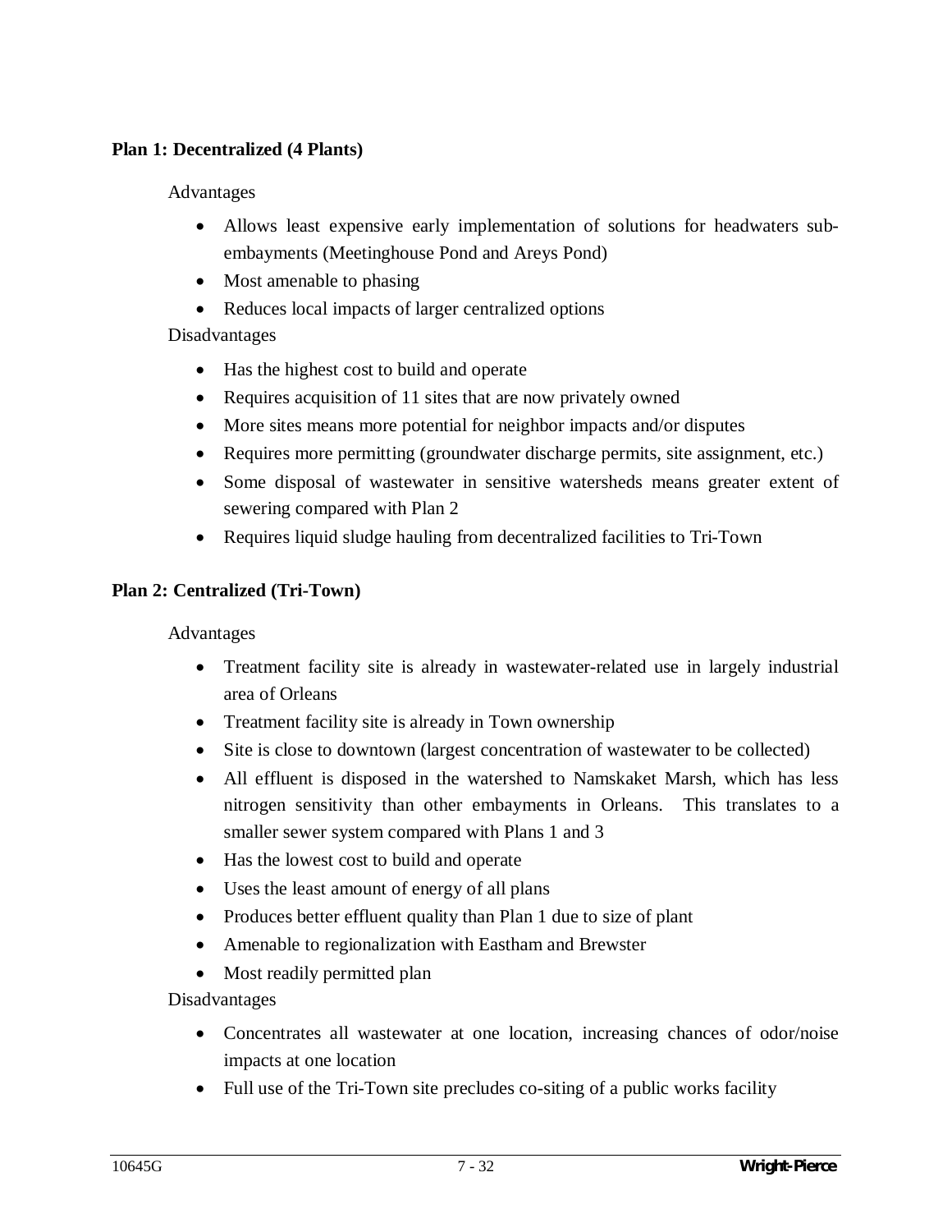**Plan 1: Decentralized (4 Plants)**

Advantages

- Allows least expensive early implementation of solutions for headwaters sub-embayments (Meetinghouse Pond and Areys Pond)
- Most amenable to phasing
- Reduces local impacts of larger centralized options

Disadvantages

- Has the highest cost to build and operate
- Requires acquisition of 11 sites that are now privately owned
- More sites means more potential for neighbor impacts and/or disputes
- Requires more permitting (groundwater discharge permits, site assignment, etc.)
- Some disposal of wastewater in sensitive watersheds means greater extent of sewering compared with Plan 2
- Requires liquid sludge hauling from decentralized facilities to Tri-Town

**Plan 2: Centralized (Tri-Town)**

Advantages

- Treatment facility site is already in wastewater-related use in largely industrial area of Orleans
- Treatment facility site is already in Town ownership
- Site is close to downtown (largest concentration of wastewater to be collected)
- All effluent is disposed in the watershed to Namskaket Marsh, which has less nitrogen sensitivity than other embayments in Orleans. This translates to a smaller sewer system compared with Plans 1 and 3
- Has the lowest cost to build and operate
- Uses the least amount of energy of all plans
- Produces better effluent quality than Plan 1 due to size of plant
- Amenable to regionalization with Eastham and Brewster
- Most readily permitted plan

Disadvantages

- Concentrates all wastewater at one location, increasing chances of odor/noise impacts at one location
- Full use of the Tri-Town site precludes co-siting of a public works facility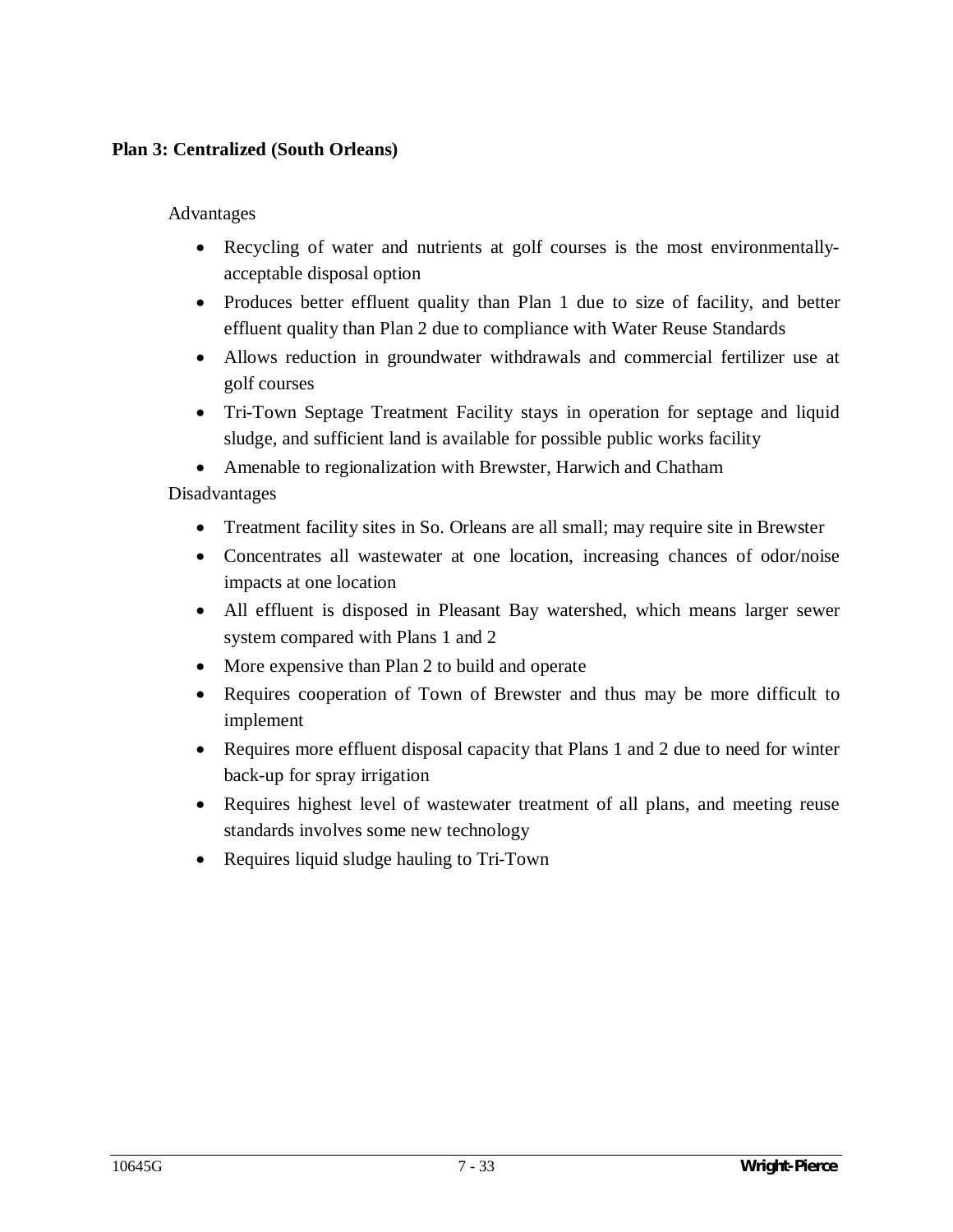**Plan 3: Centralized (South Orleans)**

Advantages

- Recycling of water and nutrients at golf courses is the most environmentally-acceptable disposal option
- Produces better effluent quality than Plan 1 due to size of facility, and better effluent quality than Plan 2 due to compliance with Water Reuse Standards
- Allows reduction in groundwater withdrawals and commercial fertilizer use at golf courses
- Tri-Town Septage Treatment Facility stays in operation for septage and liquid sludge, and sufficient land is available for possible public works facility
- Amenable to regionalization with Brewster, Harwich and Chatham

Disadvantages

- Treatment facility sites in So. Orleans are all small; may require site in Brewster
- Concentrates all wastewater at one location, increasing chances of odor/noise impacts at one location
- All effluent is disposed in Pleasant Bay watershed, which means larger sewer system compared with Plans 1 and 2
- More expensive than Plan 2 to build and operate
- Requires cooperation of Town of Brewster and thus may be more difficult to implement
- Requires more effluent disposal capacity that Plans 1 and 2 due to need for winter back-up for spray irrigation
- Requires highest level of wastewater treatment of all plans, and meeting reuse standards involves some new technology
- Requires liquid sludge hauling to Tri-Town